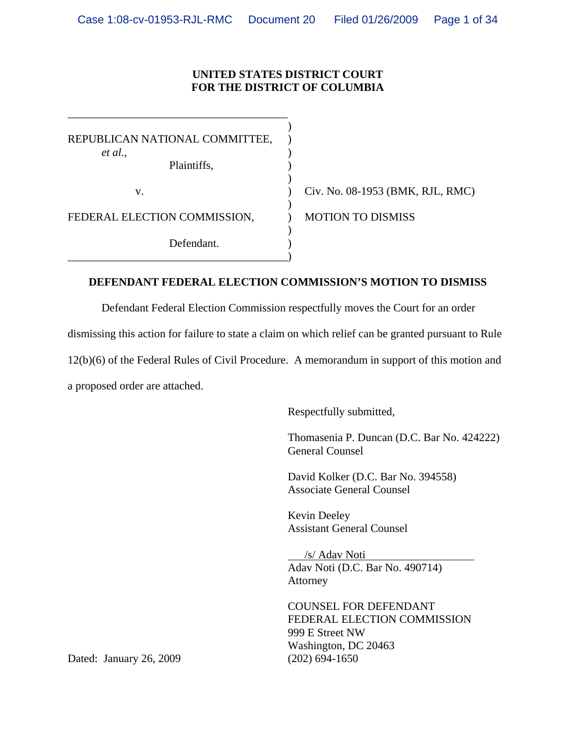**UNITED STATES DISTRICT COURT**
**FOR THE DISTRICT OF COLUMBIA**

| | |
|---|---|
| REPUBLICAN NATIONAL COMMITTEE, *et al.*, Plaintiffs, | |
| v. | Civ. No. 08-1953 (BMK, RJL, RMC) |
| FEDERAL ELECTION COMMISSION, Defendant. | MOTION TO DISMISS |

**DEFENDANT FEDERAL ELECTION COMMISSION'S MOTION TO DISMISS**

Defendant Federal Election Commission respectfully moves the Court for an order dismissing this action for failure to state a claim on which relief can be granted pursuant to Rule 12(b)(6) of the Federal Rules of Civil Procedure. A memorandum in support of this motion and a proposed order are attached.

Respectfully submitted,

Thomasenia P. Duncan (D.C. Bar No. 424222)
General Counsel

David Kolker (D.C. Bar No. 394558)
Associate General Counsel

Kevin Deeley
Assistant General Counsel

/s/ Adav Noti
Adav Noti (D.C. Bar No. 490714)
Attorney

COUNSEL FOR DEFENDANT
FEDERAL ELECTION COMMISSION
999 E Street NW
Washington, DC 20463
(202) 694-1650

Dated: January 26, 2009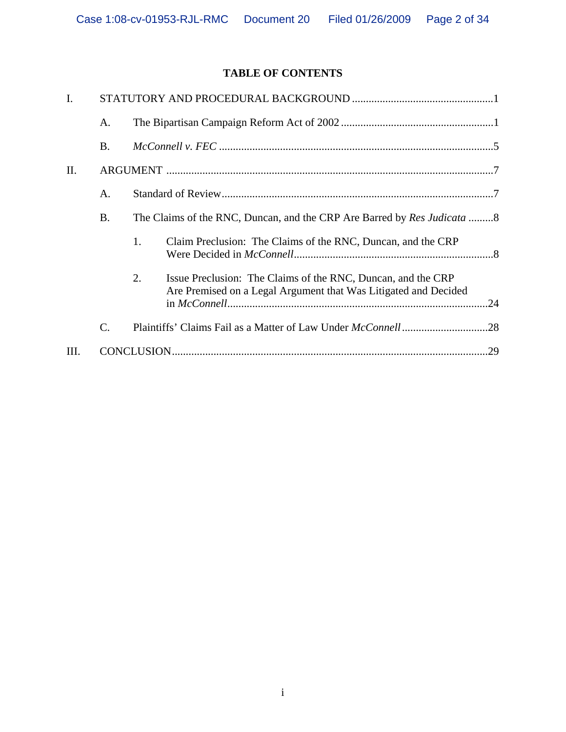## TABLE OF CONTENTS

I. STATUTORY AND PROCEDURAL BACKGROUND ....................................................1

- A. The Bipartisan Campaign Reform Act of 2002 ........................................................1
- B. *McConnell v. FEC* ....................................................................................................5

II. ARGUMENT ......................................................................................................................7

- A. Standard of Review....................................................................................................7
- B. The Claims of the RNC, Duncan, and the CRP Are Barred by *Res Judicata* .........8
  1. Claim Preclusion: The Claims of the RNC, Duncan, and the CRP Were Decided in *McConnell*........................................................................8
  2. Issue Preclusion: The Claims of the RNC, Duncan, and the CRP Are Premised on a Legal Argument that Was Litigated and Decided in *McConnell*...............................................................................................24
- C. Plaintiffs' Claims Fail as a Matter of Law Under *McConnell* ...............................28

III. CONCLUSION..................................................................................................................29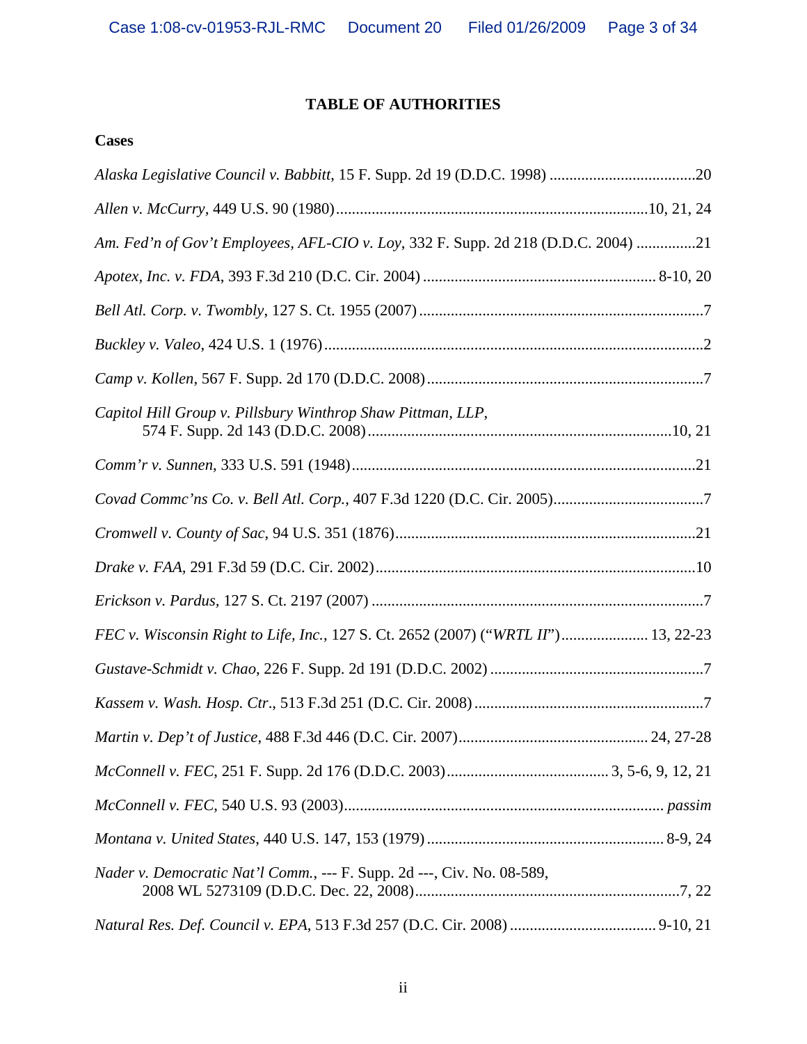# TABLE OF AUTHORITIES

## Cases

*Alaska Legislative Council v. Babbitt*, 15 F. Supp. 2d 19 (D.D.C. 1998) .....................................20

*Allen v. McCurry*, 449 U.S. 90 (1980)...............................................................................10, 21, 24

*Am. Fed'n of Gov't Employees, AFL-CIO v. Loy*, 332 F. Supp. 2d 218 (D.D.C. 2004) ...............21

*Apotex, Inc. v. FDA*, 393 F.3d 210 (D.C. Cir. 2004) .......................................................... 8-10, 20

*Bell Atl. Corp. v. Twombly*, 127 S. Ct. 1955 (2007) ........................................................................7

*Buckley v. Valeo*, 424 U.S. 1 (1976) ................................................................................................2

*Camp v. Kollen*, 567 F. Supp. 2d 170 (D.D.C. 2008) ......................................................................7

*Capitol Hill Group v. Pillsbury Winthrop Shaw Pittman, LLP*, 574 F. Supp. 2d 143 (D.D.C. 2008) ............................................................................10, 21

*Comm'r v. Sunnen*, 333 U.S. 591 (1948).......................................................................................21

*Covad Commc'ns Co. v. Bell Atl. Corp.*, 407 F.3d 1220 (D.C. Cir. 2005)......................................7

*Cromwell v. County of Sac*, 94 U.S. 351 (1876)............................................................................21

*Drake v. FAA*, 291 F.3d 59 (D.C. Cir. 2002).................................................................................10

*Erickson v. Pardus*, 127 S. Ct. 2197 (2007) ....................................................................................7

*FEC v. Wisconsin Right to Life, Inc.*, 127 S. Ct. 2652 (2007) ("*WRTL II*")...................... 13, 22-23

*Gustave-Schmidt v. Chao*, 226 F. Supp. 2d 191 (D.D.C. 2002) ......................................................7

*Kassem v. Wash. Hosp. Ctr*., 513 F.3d 251 (D.C. Cir. 2008) ..........................................................7

*Martin v. Dep't of Justice*, 488 F.3d 446 (D.C. Cir. 2007)................................................ 24, 27-28

*McConnell v. FEC*, 251 F. Supp. 2d 176 (D.D.C. 2003)......................................... 3, 5-6, 9, 12, 21

*McConnell v. FEC*, 540 U.S. 93 (2003)................................................................................ *passim*

*Montana v. United States*, 440 U.S. 147, 153 (1979) ............................................................ 8-9, 24

*Nader v. Democratic Nat'l Comm.*, --- F. Supp. 2d ---, Civ. No. 08-589, 2008 WL 5273109 (D.D.C. Dec. 22, 2008)...................................................................7, 22

*Natural Res. Def. Council v. EPA*, 513 F.3d 257 (D.C. Cir. 2008) ..................................... 9-10, 21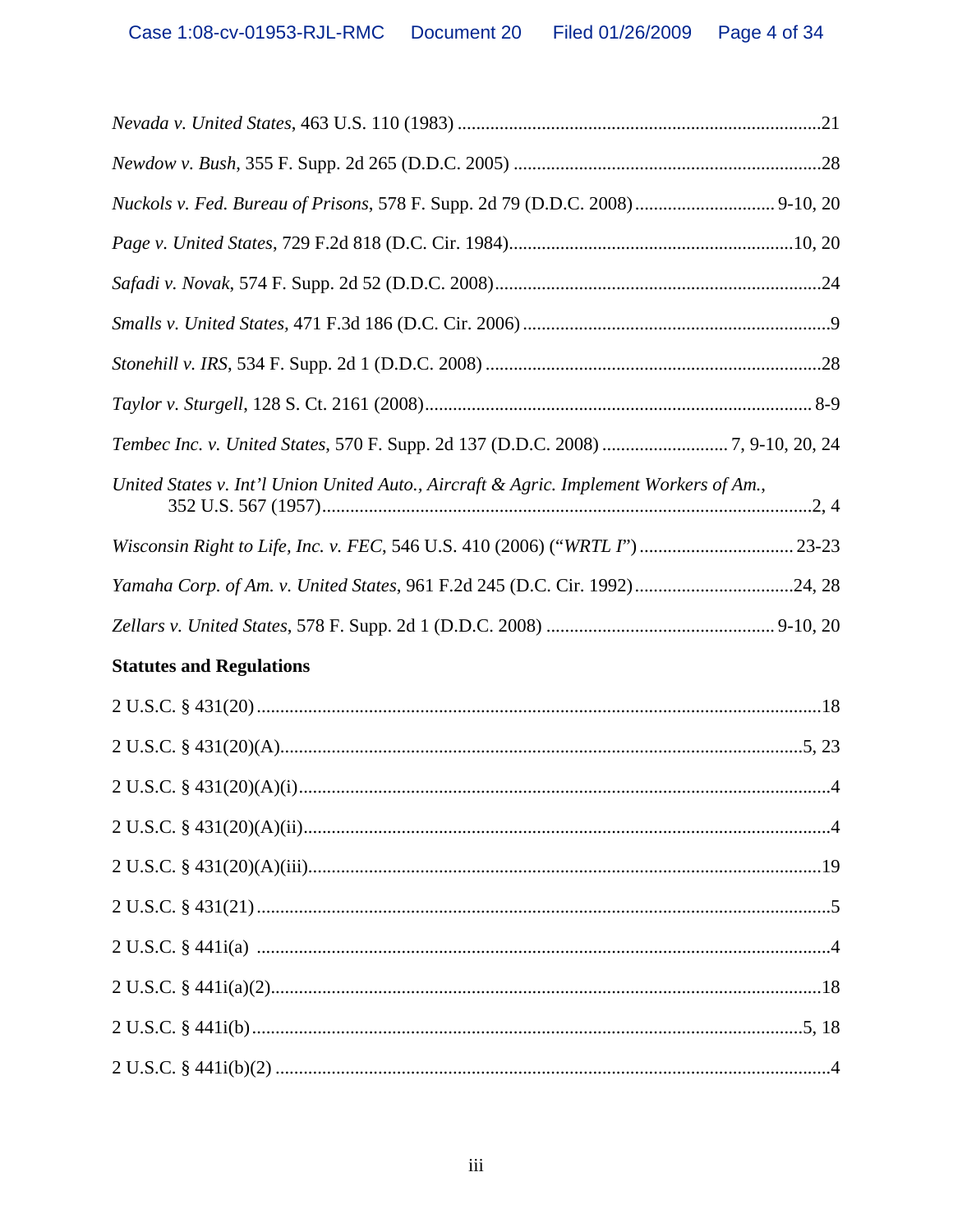*Nevada v. United States*, 463 U.S. 110 (1983) ....................................................................................21

*Newdow v. Bush*, 355 F. Supp. 2d 265 (D.D.C. 2005) ...................................................................28

*Nuckols v. Fed. Bureau of Prisons*, 578 F. Supp. 2d 79 (D.D.C. 2008)............................. 9-10, 20

*Page v. United States*, 729 F.2d 818 (D.C. Cir. 1984)...............................................................10, 20

*Safadi v. Novak*, 574 F. Supp. 2d 52 (D.D.C. 2008).........................................................................24

*Smalls v. United States*, 471 F.3d 186 (D.C. Cir. 2006) ....................................................................9

*Stonehill v. IRS*, 534 F. Supp. 2d 1 (D.D.C. 2008) ..........................................................................28

*Taylor v. Sturgell*, 128 S. Ct. 2161 (2008)..................................................................................... 8-9

*Tembec Inc. v. United States*, 570 F. Supp. 2d 137 (D.D.C. 2008) ........................... 7, 9-10, 20, 24

*United States v. Int'l Union United Auto., Aircraft & Agric. Implement Workers of Am.*, 352 U.S. 567 (1957)........................................................................................................2, 4

*Wisconsin Right to Life, Inc. v. FEC*, 546 U.S. 410 (2006) ("*WRTL I*") ................................. 23-23

*Yamaha Corp. of Am. v. United States*, 961 F.2d 245 (D.C. Cir. 1992)..................................24, 28

*Zellars v. United States*, 578 F. Supp. 2d 1 (D.D.C. 2008) ................................................. 9-10, 20

**Statutes and Regulations**

2 U.S.C. § 431(20) ..........................................................................................................................18

2 U.S.C. § 431(20)(A)..................................................................................................................5, 23

2 U.S.C. § 431(20)(A)(i)....................................................................................................................4

2 U.S.C. § 431(20)(A)(ii)...................................................................................................................4

2 U.S.C. § 431(20)(A)(iii)................................................................................................................19

2 U.S.C. § 431(21) ............................................................................................................................5

2 U.S.C. § 441i(a) .............................................................................................................................4

2 U.S.C. § 441i(a)(2)........................................................................................................................18

2 U.S.C. § 441i(b)........................................................................................................................5, 18

2 U.S.C. § 441i(b)(2) .........................................................................................................................4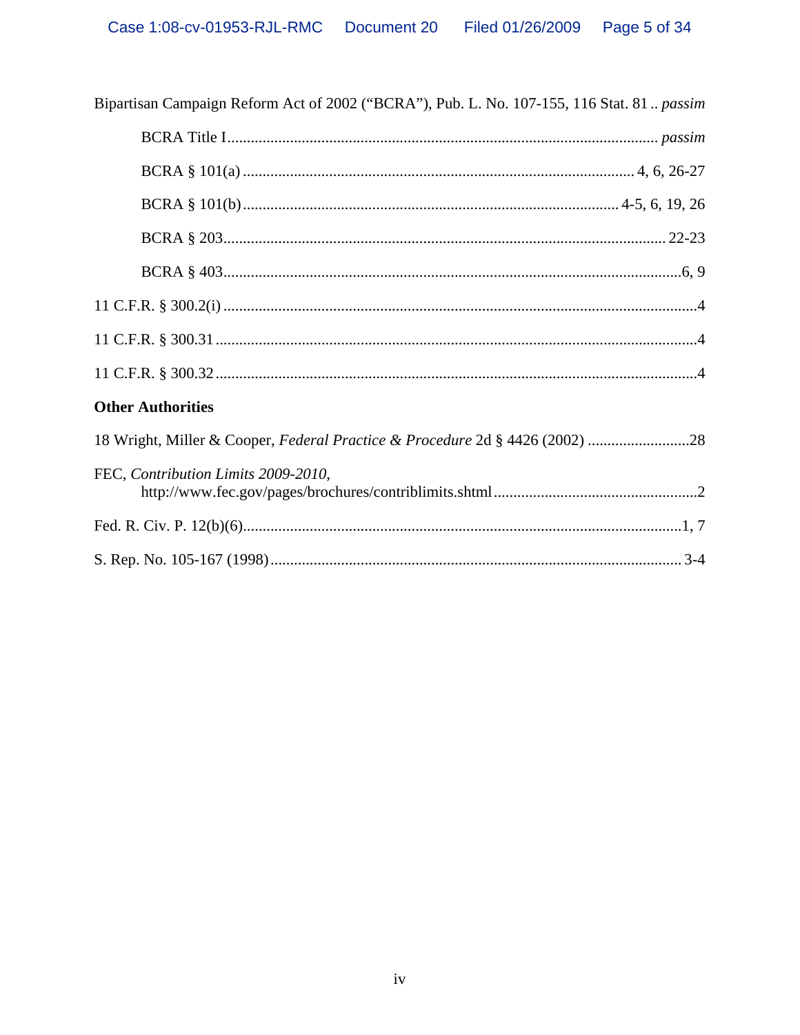Bipartisan Campaign Reform Act of 2002 ("BCRA"), Pub. L. No. 107-155, 116 Stat. 81 .. *passim*

BCRA Title I.............................................................................................................. *passim*

BCRA § 101(a) ................................................................................................... 4, 6, 26-27

BCRA § 101(b) ............................................................................................... 4-5, 6, 19, 26

BCRA § 203................................................................................................................ 22-23

BCRA § 403....................................................................................................................6, 9

11 C.F.R. § 300.2(i) ........................................................................................................................4

11 C.F.R. § 300.31 .........................................................................................................................4

11 C.F.R. § 300.32 .........................................................................................................................4

**Other Authorities**

18 Wright, Miller & Cooper, *Federal Practice & Procedure* 2d § 4426 (2002) ..........................28

FEC, *Contribution Limits 2009-2010*,
http://www.fec.gov/pages/brochures/contriblimits.shtml ....................................................2

Fed. R. Civ. P. 12(b)(6)................................................................................................................1, 7

S. Rep. No. 105-167 (1998)........................................................................................................ 3-4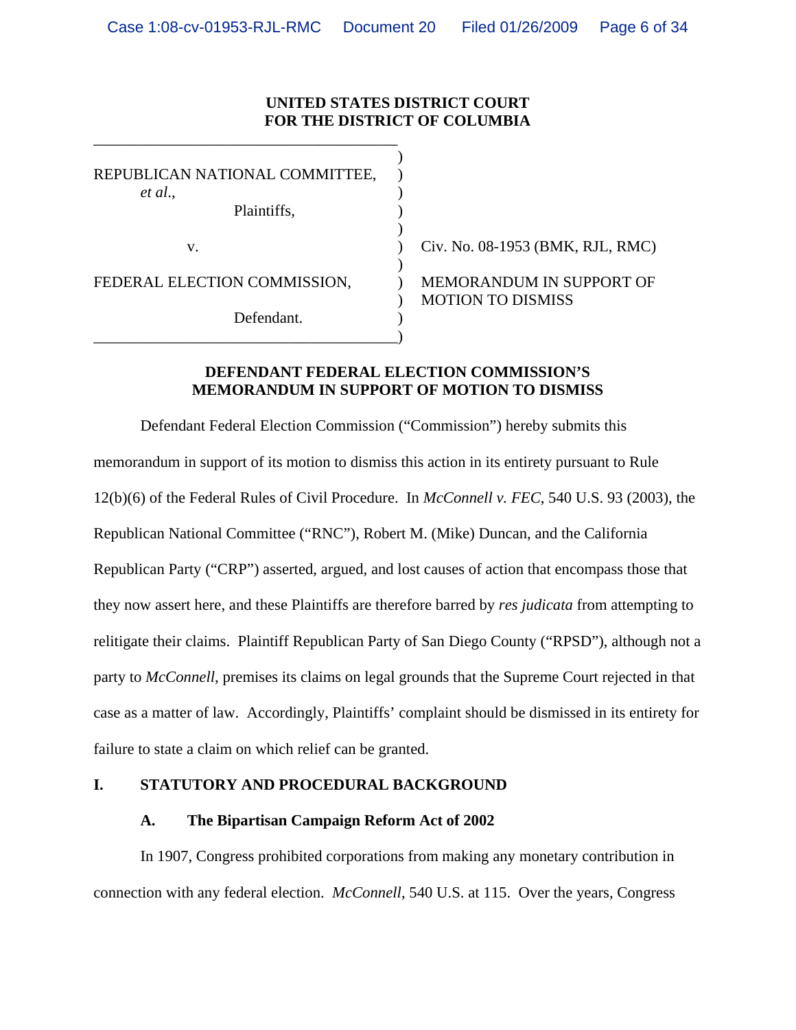**UNITED STATES DISTRICT COURT**
**FOR THE DISTRICT OF COLUMBIA**

| | |
|---|---|
| REPUBLICAN NATIONAL COMMITTEE, *et al.*, Plaintiffs, | |
| v. | Civ. No. 08-1953 (BMK, RJL, RMC) |
| FEDERAL ELECTION COMMISSION, Defendant. | MEMORANDUM IN SUPPORT OF MOTION TO DISMISS |

**DEFENDANT FEDERAL ELECTION COMMISSION'S MEMORANDUM IN SUPPORT OF MOTION TO DISMISS**

Defendant Federal Election Commission ("Commission") hereby submits this memorandum in support of its motion to dismiss this action in its entirety pursuant to Rule 12(b)(6) of the Federal Rules of Civil Procedure. In *McConnell v. FEC*, 540 U.S. 93 (2003), the Republican National Committee ("RNC"), Robert M. (Mike) Duncan, and the California Republican Party ("CRP") asserted, argued, and lost causes of action that encompass those that they now assert here, and these Plaintiffs are therefore barred by *res judicata* from attempting to relitigate their claims. Plaintiff Republican Party of San Diego County ("RPSD"), although not a party to *McConnell*, premises its claims on legal grounds that the Supreme Court rejected in that case as a matter of law. Accordingly, Plaintiffs' complaint should be dismissed in its entirety for failure to state a claim on which relief can be granted.

## I. STATUTORY AND PROCEDURAL BACKGROUND

### A. The Bipartisan Campaign Reform Act of 2002

In 1907, Congress prohibited corporations from making any monetary contribution in connection with any federal election. *McConnell*, 540 U.S. at 115. Over the years, Congress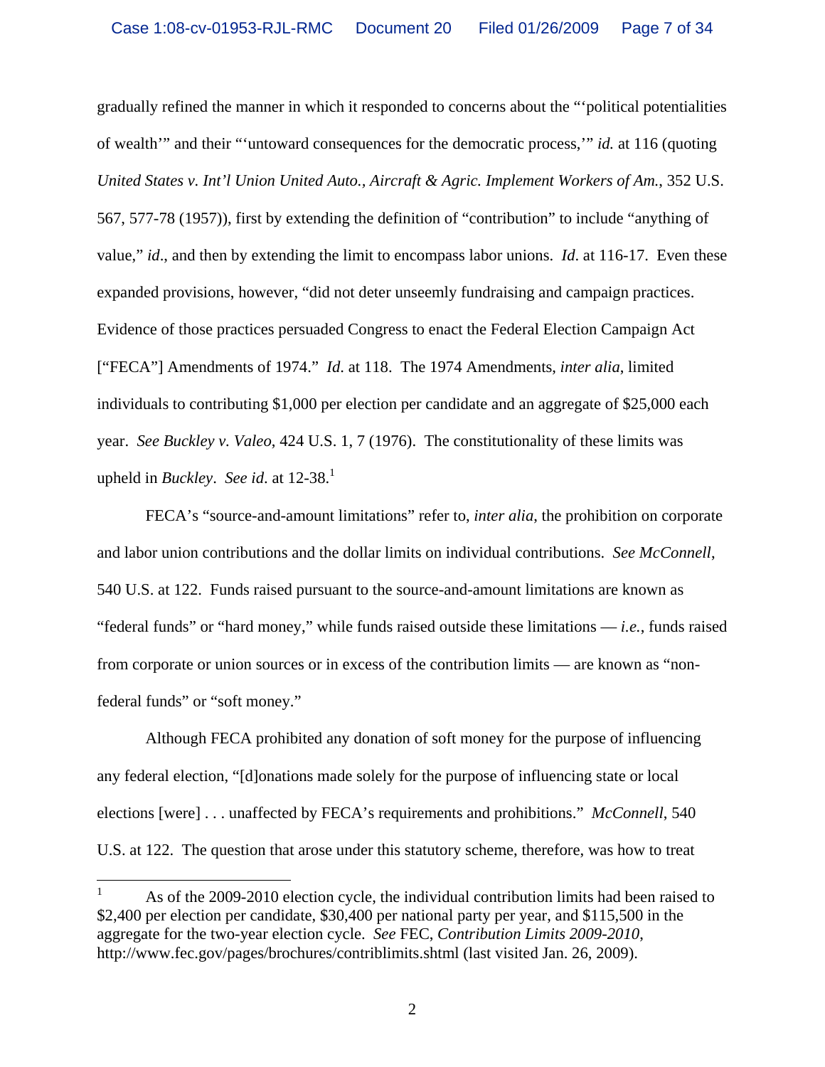gradually refined the manner in which it responded to concerns about the "'political potentialities of wealth'" and their "'untoward consequences for the democratic process,'" *id.* at 116 (quoting *United States v. Int'l Union United Auto., Aircraft & Agric. Implement Workers of Am.*, 352 U.S. 567, 577-78 (1957)), first by extending the definition of "contribution" to include "anything of value," *id*., and then by extending the limit to encompass labor unions. *Id*. at 116-17. Even these expanded provisions, however, "did not deter unseemly fundraising and campaign practices. Evidence of those practices persuaded Congress to enact the Federal Election Campaign Act ["FECA"] Amendments of 1974." *Id*. at 118. The 1974 Amendments, *inter alia*, limited individuals to contributing $1,000 per election per candidate and an aggregate of $25,000 each year. *See Buckley v. Valeo*, 424 U.S. 1, 7 (1976). The constitutionality of these limits was upheld in *Buckley*. *See id*. at 12-38.[1]

FECA's "source-and-amount limitations" refer to, *inter alia*, the prohibition on corporate and labor union contributions and the dollar limits on individual contributions. *See McConnell*, 540 U.S. at 122. Funds raised pursuant to the source-and-amount limitations are known as "federal funds" or "hard money," while funds raised outside these limitations — *i.e.*, funds raised from corporate or union sources or in excess of the contribution limits — are known as "non-federal funds" or "soft money."

Although FECA prohibited any donation of soft money for the purpose of influencing any federal election, "[d]onations made solely for the purpose of influencing state or local elections [were] . . . unaffected by FECA's requirements and prohibitions." *McConnell*, 540 U.S. at 122. The question that arose under this statutory scheme, therefore, was how to treat

---

[1] As of the 2009-2010 election cycle, the individual contribution limits had been raised to $2,400 per election per candidate, $30,400 per national party per year, and $115,500 in the aggregate for the two-year election cycle. *See* FEC, *Contribution Limits 2009-2010*, http://www.fec.gov/pages/brochures/contriblimits.shtml (last visited Jan. 26, 2009).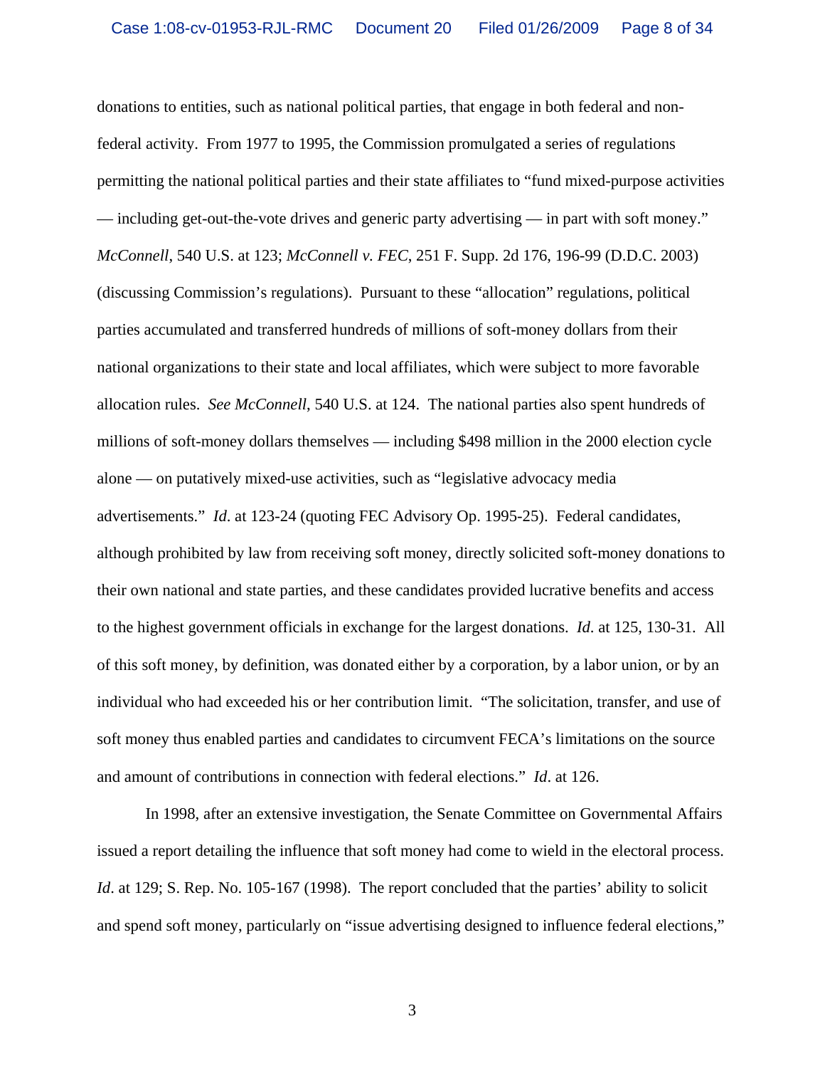donations to entities, such as national political parties, that engage in both federal and non-federal activity. From 1977 to 1995, the Commission promulgated a series of regulations permitting the national political parties and their state affiliates to "fund mixed-purpose activities — including get-out-the-vote drives and generic party advertising — in part with soft money." *McConnell*, 540 U.S. at 123; *McConnell v. FEC*, 251 F. Supp. 2d 176, 196-99 (D.D.C. 2003) (discussing Commission's regulations). Pursuant to these "allocation" regulations, political parties accumulated and transferred hundreds of millions of soft-money dollars from their national organizations to their state and local affiliates, which were subject to more favorable allocation rules. *See McConnell*, 540 U.S. at 124. The national parties also spent hundreds of millions of soft-money dollars themselves — including \$498 million in the 2000 election cycle alone — on putatively mixed-use activities, such as "legislative advocacy media advertisements." *Id*. at 123-24 (quoting FEC Advisory Op. 1995-25). Federal candidates, although prohibited by law from receiving soft money, directly solicited soft-money donations to their own national and state parties, and these candidates provided lucrative benefits and access to the highest government officials in exchange for the largest donations. *Id*. at 125, 130-31. All of this soft money, by definition, was donated either by a corporation, by a labor union, or by an individual who had exceeded his or her contribution limit. "The solicitation, transfer, and use of soft money thus enabled parties and candidates to circumvent FECA's limitations on the source and amount of contributions in connection with federal elections." *Id*. at 126.

In 1998, after an extensive investigation, the Senate Committee on Governmental Affairs issued a report detailing the influence that soft money had come to wield in the electoral process. *Id*. at 129; S. Rep. No. 105-167 (1998). The report concluded that the parties' ability to solicit and spend soft money, particularly on "issue advertising designed to influence federal elections,"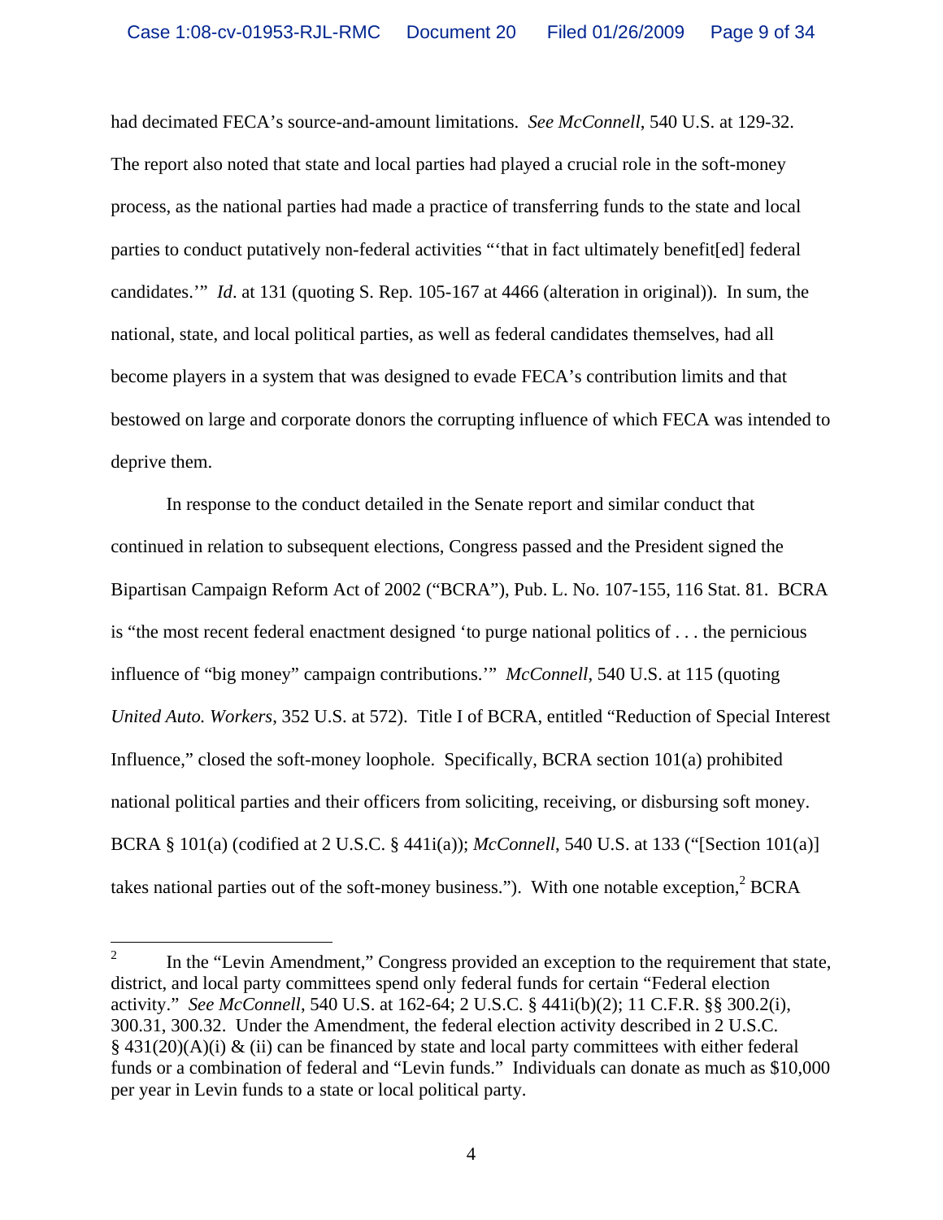had decimated FECA's source-and-amount limitations. *See McConnell*, 540 U.S. at 129-32. The report also noted that state and local parties had played a crucial role in the soft-money process, as the national parties had made a practice of transferring funds to the state and local parties to conduct putatively non-federal activities "'that in fact ultimately benefit[ed] federal candidates.'" *Id*. at 131 (quoting S. Rep. 105-167 at 4466 (alteration in original)). In sum, the national, state, and local political parties, as well as federal candidates themselves, had all become players in a system that was designed to evade FECA's contribution limits and that bestowed on large and corporate donors the corrupting influence of which FECA was intended to deprive them.

In response to the conduct detailed in the Senate report and similar conduct that continued in relation to subsequent elections, Congress passed and the President signed the Bipartisan Campaign Reform Act of 2002 ("BCRA"), Pub. L. No. 107-155, 116 Stat. 81. BCRA is "the most recent federal enactment designed 'to purge national politics of . . . the pernicious influence of "big money" campaign contributions.'" *McConnell*, 540 U.S. at 115 (quoting *United Auto. Workers*, 352 U.S. at 572). Title I of BCRA, entitled "Reduction of Special Interest Influence," closed the soft-money loophole. Specifically, BCRA section 101(a) prohibited national political parties and their officers from soliciting, receiving, or disbursing soft money. BCRA § 101(a) (codified at 2 U.S.C. § 441i(a)); *McConnell*, 540 U.S. at 133 ("[Section 101(a)] takes national parties out of the soft-money business."). With one notable exception,[2] BCRA

---

[2] In the "Levin Amendment," Congress provided an exception to the requirement that state, district, and local party committees spend only federal funds for certain "Federal election activity." *See McConnell*, 540 U.S. at 162-64; 2 U.S.C. § 441i(b)(2); 11 C.F.R. §§ 300.2(i), 300.31, 300.32. Under the Amendment, the federal election activity described in 2 U.S.C. § 431(20)(A)(i) & (ii) can be financed by state and local party committees with either federal funds or a combination of federal and "Levin funds." Individuals can donate as much as $10,000 per year in Levin funds to a state or local political party.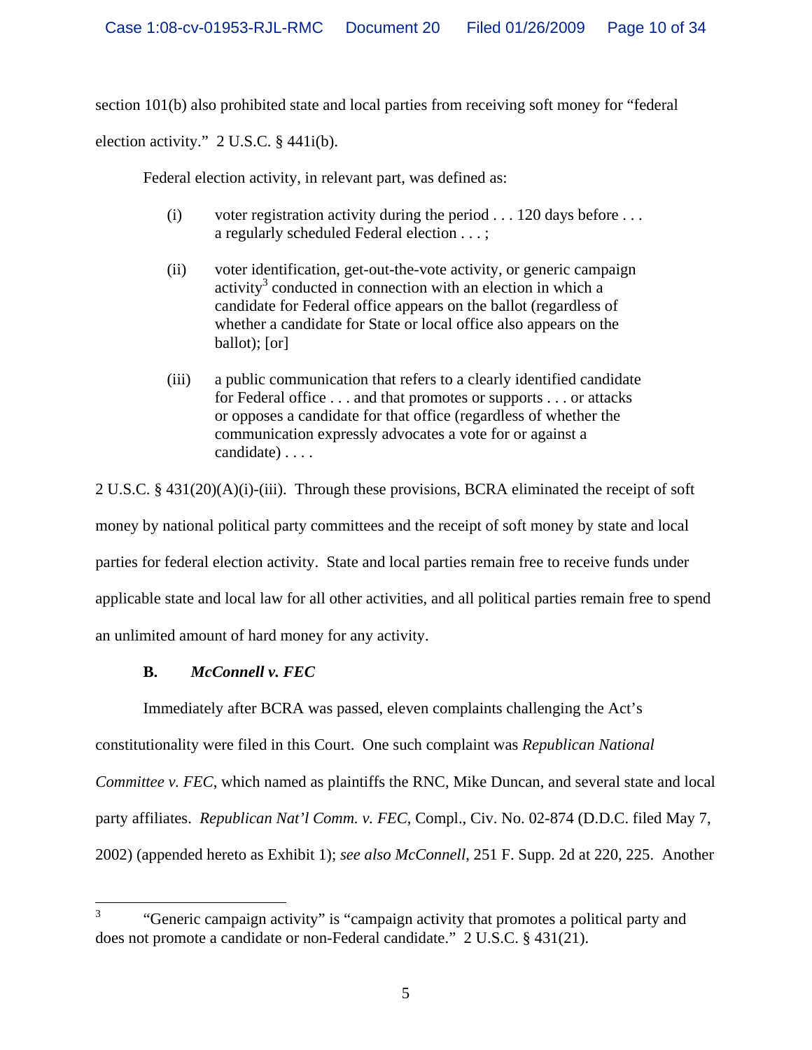section 101(b) also prohibited state and local parties from receiving soft money for "federal election activity." 2 U.S.C. § 441i(b).

Federal election activity, in relevant part, was defined as:

> (i) voter registration activity during the period . . . 120 days before . . . a regularly scheduled Federal election . . . ;
>
> (ii) voter identification, get-out-the-vote activity, or generic campaign activity[3] conducted in connection with an election in which a candidate for Federal office appears on the ballot (regardless of whether a candidate for State or local office also appears on the ballot); [or]
>
> (iii) a public communication that refers to a clearly identified candidate for Federal office . . . and that promotes or supports . . . or attacks or opposes a candidate for that office (regardless of whether the communication expressly advocates a vote for or against a candidate) . . . .

2 U.S.C. § 431(20)(A)(i)-(iii). Through these provisions, BCRA eliminated the receipt of soft money by national political party committees and the receipt of soft money by state and local parties for federal election activity. State and local parties remain free to receive funds under applicable state and local law for all other activities, and all political parties remain free to spend an unlimited amount of hard money for any activity.

### B. *McConnell v. FEC*

Immediately after BCRA was passed, eleven complaints challenging the Act's constitutionality were filed in this Court. One such complaint was *Republican National Committee v. FEC*, which named as plaintiffs the RNC, Mike Duncan, and several state and local party affiliates. *Republican Nat'l Comm. v. FEC*, Compl., Civ. No. 02-874 (D.D.C. filed May 7, 2002) (appended hereto as Exhibit 1); *see also McConnell*, 251 F. Supp. 2d at 220, 225. Another

---

[3] "Generic campaign activity" is "campaign activity that promotes a political party and does not promote a candidate or non-Federal candidate." 2 U.S.C. § 431(21).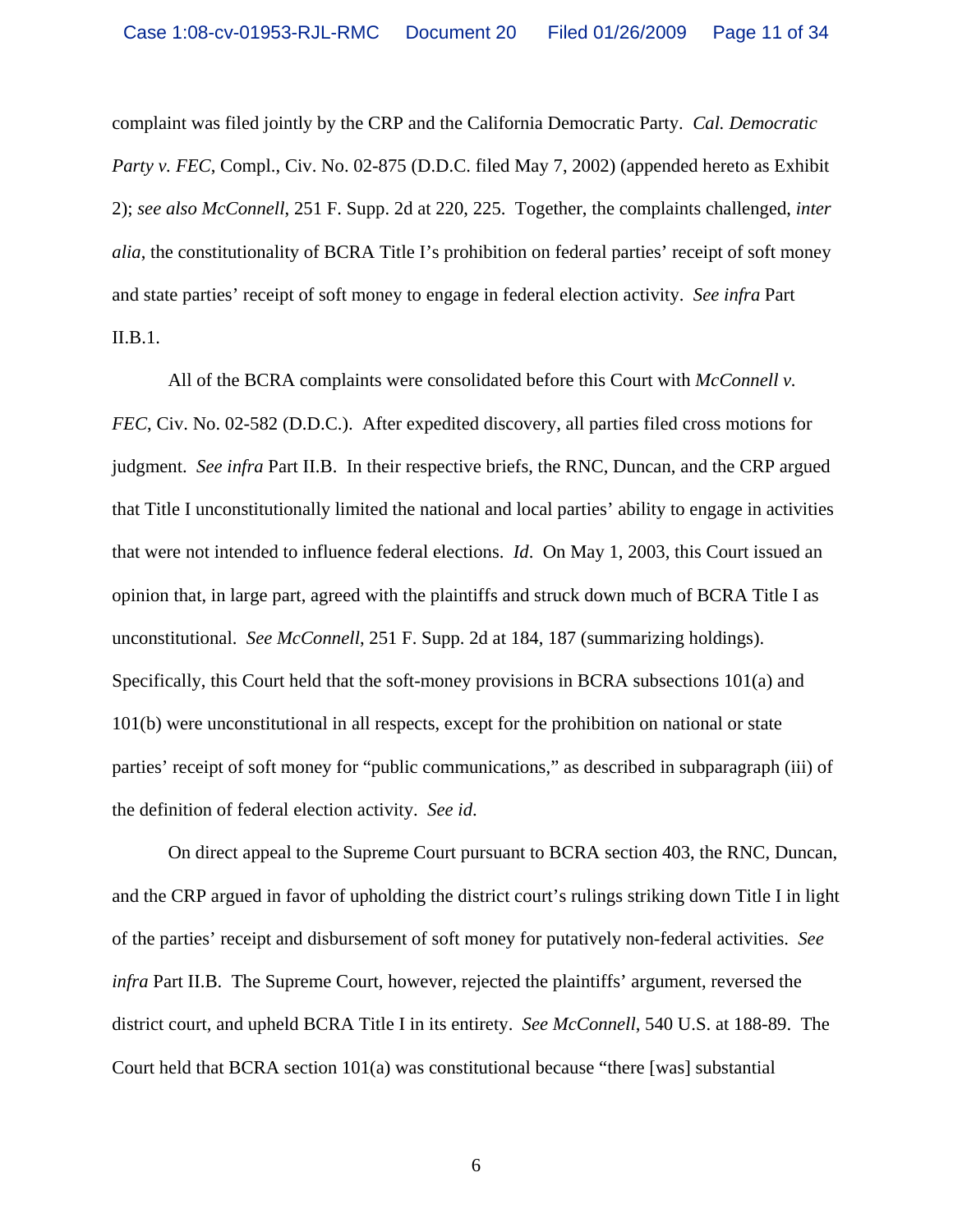complaint was filed jointly by the CRP and the California Democratic Party. *Cal. Democratic Party v. FEC*, Compl., Civ. No. 02-875 (D.D.C. filed May 7, 2002) (appended hereto as Exhibit 2); *see also McConnell*, 251 F. Supp. 2d at 220, 225. Together, the complaints challenged, *inter alia*, the constitutionality of BCRA Title I's prohibition on federal parties' receipt of soft money and state parties' receipt of soft money to engage in federal election activity. *See infra* Part II.B.1.

All of the BCRA complaints were consolidated before this Court with *McConnell v. FEC*, Civ. No. 02-582 (D.D.C.). After expedited discovery, all parties filed cross motions for judgment. *See infra* Part II.B. In their respective briefs, the RNC, Duncan, and the CRP argued that Title I unconstitutionally limited the national and local parties' ability to engage in activities that were not intended to influence federal elections. *Id*. On May 1, 2003, this Court issued an opinion that, in large part, agreed with the plaintiffs and struck down much of BCRA Title I as unconstitutional. *See McConnell*, 251 F. Supp. 2d at 184, 187 (summarizing holdings). Specifically, this Court held that the soft-money provisions in BCRA subsections 101(a) and 101(b) were unconstitutional in all respects, except for the prohibition on national or state parties' receipt of soft money for "public communications," as described in subparagraph (iii) of the definition of federal election activity. *See id.*

On direct appeal to the Supreme Court pursuant to BCRA section 403, the RNC, Duncan, and the CRP argued in favor of upholding the district court's rulings striking down Title I in light of the parties' receipt and disbursement of soft money for putatively non-federal activities. *See infra* Part II.B. The Supreme Court, however, rejected the plaintiffs' argument, reversed the district court, and upheld BCRA Title I in its entirety. *See McConnell*, 540 U.S. at 188-89. The Court held that BCRA section 101(a) was constitutional because "there [was] substantial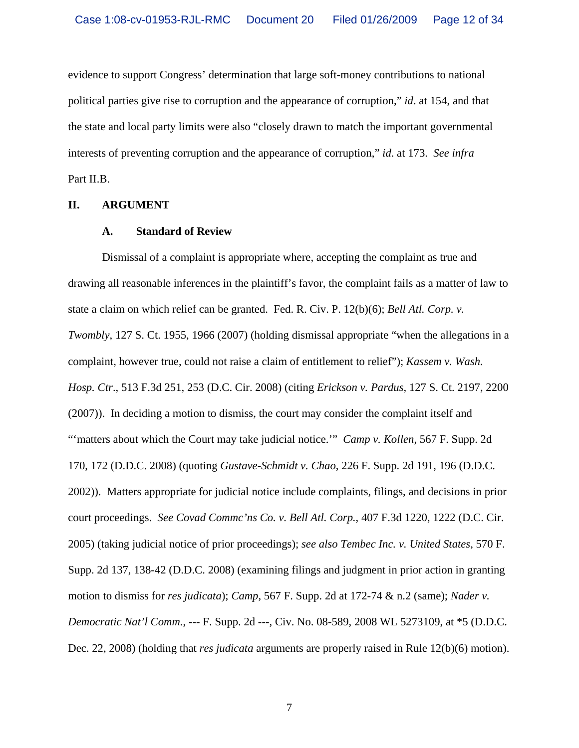evidence to support Congress' determination that large soft-money contributions to national political parties give rise to corruption and the appearance of corruption," *id*. at 154, and that the state and local party limits were also "closely drawn to match the important governmental interests of preventing corruption and the appearance of corruption," *id*. at 173. *See infra* Part II.B.

## II. ARGUMENT

### A. Standard of Review

Dismissal of a complaint is appropriate where, accepting the complaint as true and drawing all reasonable inferences in the plaintiff's favor, the complaint fails as a matter of law to state a claim on which relief can be granted. Fed. R. Civ. P. 12(b)(6); *Bell Atl. Corp. v. Twombly*, 127 S. Ct. 1955, 1966 (2007) (holding dismissal appropriate "when the allegations in a complaint, however true, could not raise a claim of entitlement to relief"); *Kassem v. Wash. Hosp. Ctr*., 513 F.3d 251, 253 (D.C. Cir. 2008) (citing *Erickson v. Pardus*, 127 S. Ct. 2197, 2200 (2007)). In deciding a motion to dismiss, the court may consider the complaint itself and "'matters about which the Court may take judicial notice.'" *Camp v. Kollen*, 567 F. Supp. 2d 170, 172 (D.D.C. 2008) (quoting *Gustave-Schmidt v. Chao*, 226 F. Supp. 2d 191, 196 (D.D.C. 2002)). Matters appropriate for judicial notice include complaints, filings, and decisions in prior court proceedings. *See Covad Commc'ns Co. v. Bell Atl. Corp.*, 407 F.3d 1220, 1222 (D.C. Cir. 2005) (taking judicial notice of prior proceedings); *see also Tembec Inc. v. United States*, 570 F. Supp. 2d 137, 138-42 (D.D.C. 2008) (examining filings and judgment in prior action in granting motion to dismiss for *res judicata*); *Camp*, 567 F. Supp. 2d at 172-74 & n.2 (same); *Nader v. Democratic Nat'l Comm.*, --- F. Supp. 2d ---, Civ. No. 08-589, 2008 WL 5273109, at *5 (D.D.C. Dec. 22, 2008) (holding that *res judicata* arguments are properly raised in Rule 12(b)(6) motion).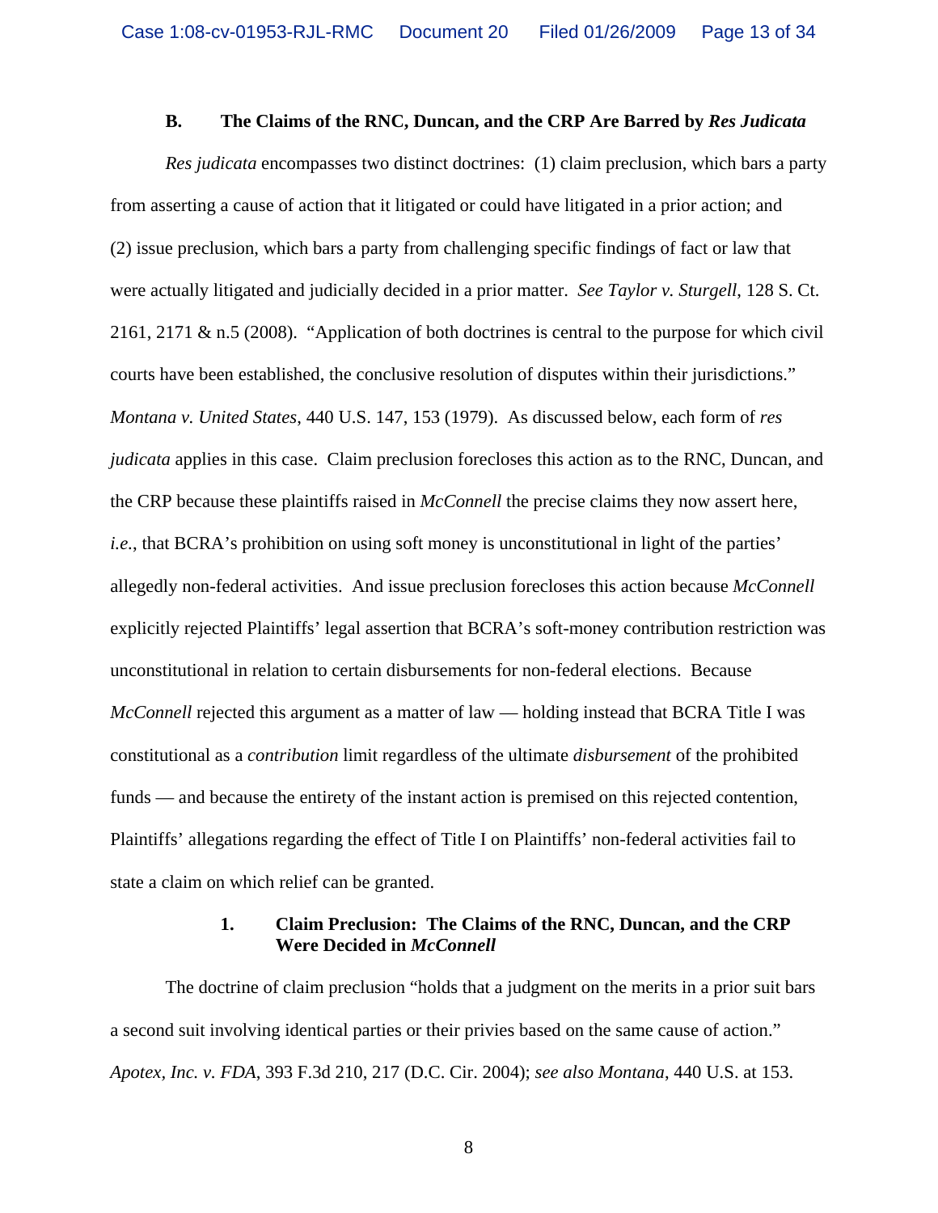### B. The Claims of the RNC, Duncan, and the CRP Are Barred by *Res Judicata*

*Res judicata* encompasses two distinct doctrines: (1) claim preclusion, which bars a party from asserting a cause of action that it litigated or could have litigated in a prior action; and (2) issue preclusion, which bars a party from challenging specific findings of fact or law that were actually litigated and judicially decided in a prior matter. *See Taylor v. Sturgell*, 128 S. Ct. 2161, 2171 & n.5 (2008). "Application of both doctrines is central to the purpose for which civil courts have been established, the conclusive resolution of disputes within their jurisdictions." *Montana v. United States*, 440 U.S. 147, 153 (1979). As discussed below, each form of *res judicata* applies in this case. Claim preclusion forecloses this action as to the RNC, Duncan, and the CRP because these plaintiffs raised in *McConnell* the precise claims they now assert here, *i.e.*, that BCRA's prohibition on using soft money is unconstitutional in light of the parties' allegedly non-federal activities. And issue preclusion forecloses this action because *McConnell* explicitly rejected Plaintiffs' legal assertion that BCRA's soft-money contribution restriction was unconstitutional in relation to certain disbursements for non-federal elections. Because *McConnell* rejected this argument as a matter of law — holding instead that BCRA Title I was constitutional as a *contribution* limit regardless of the ultimate *disbursement* of the prohibited funds — and because the entirety of the instant action is premised on this rejected contention, Plaintiffs' allegations regarding the effect of Title I on Plaintiffs' non-federal activities fail to state a claim on which relief can be granted.

#### 1. Claim Preclusion: The Claims of the RNC, Duncan, and the CRP Were Decided in *McConnell*

The doctrine of claim preclusion "holds that a judgment on the merits in a prior suit bars a second suit involving identical parties or their privies based on the same cause of action." *Apotex, Inc. v. FDA*, 393 F.3d 210, 217 (D.C. Cir. 2004); *see also Montana*, 440 U.S. at 153.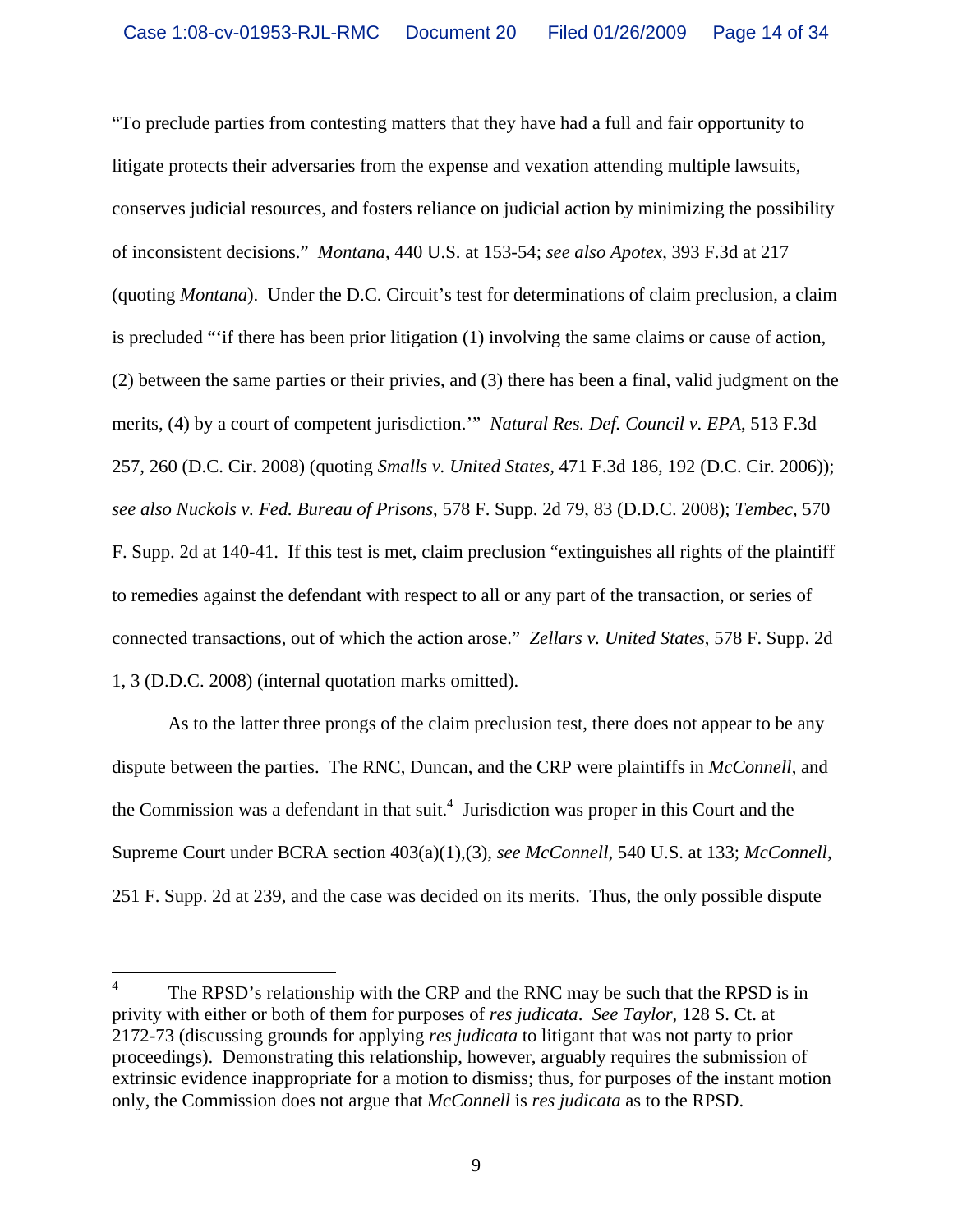"To preclude parties from contesting matters that they have had a full and fair opportunity to litigate protects their adversaries from the expense and vexation attending multiple lawsuits, conserves judicial resources, and fosters reliance on judicial action by minimizing the possibility of inconsistent decisions." *Montana*, 440 U.S. at 153-54; *see also Apotex*, 393 F.3d at 217 (quoting *Montana*). Under the D.C. Circuit's test for determinations of claim preclusion, a claim is precluded "'if there has been prior litigation (1) involving the same claims or cause of action, (2) between the same parties or their privies, and (3) there has been a final, valid judgment on the merits, (4) by a court of competent jurisdiction.'" *Natural Res. Def. Council v. EPA*, 513 F.3d 257, 260 (D.C. Cir. 2008) (quoting *Smalls v. United States*, 471 F.3d 186, 192 (D.C. Cir. 2006)); *see also Nuckols v. Fed. Bureau of Prisons*, 578 F. Supp. 2d 79, 83 (D.D.C. 2008); *Tembec*, 570 F. Supp. 2d at 140-41. If this test is met, claim preclusion "extinguishes all rights of the plaintiff to remedies against the defendant with respect to all or any part of the transaction, or series of connected transactions, out of which the action arose." *Zellars v. United States*, 578 F. Supp. 2d 1, 3 (D.D.C. 2008) (internal quotation marks omitted).

As to the latter three prongs of the claim preclusion test, there does not appear to be any dispute between the parties. The RNC, Duncan, and the CRP were plaintiffs in *McConnell*, and the Commission was a defendant in that suit.[4] Jurisdiction was proper in this Court and the Supreme Court under BCRA section 403(a)(1),(3), *see McConnell*, 540 U.S. at 133; *McConnell*, 251 F. Supp. 2d at 239, and the case was decided on its merits. Thus, the only possible dispute

---

[4] The RPSD's relationship with the CRP and the RNC may be such that the RPSD is in privity with either or both of them for purposes of *res judicata*. *See Taylor*, 128 S. Ct. at 2172-73 (discussing grounds for applying *res judicata* to litigant that was not party to prior proceedings). Demonstrating this relationship, however, arguably requires the submission of extrinsic evidence inappropriate for a motion to dismiss; thus, for purposes of the instant motion only, the Commission does not argue that *McConnell* is *res judicata* as to the RPSD.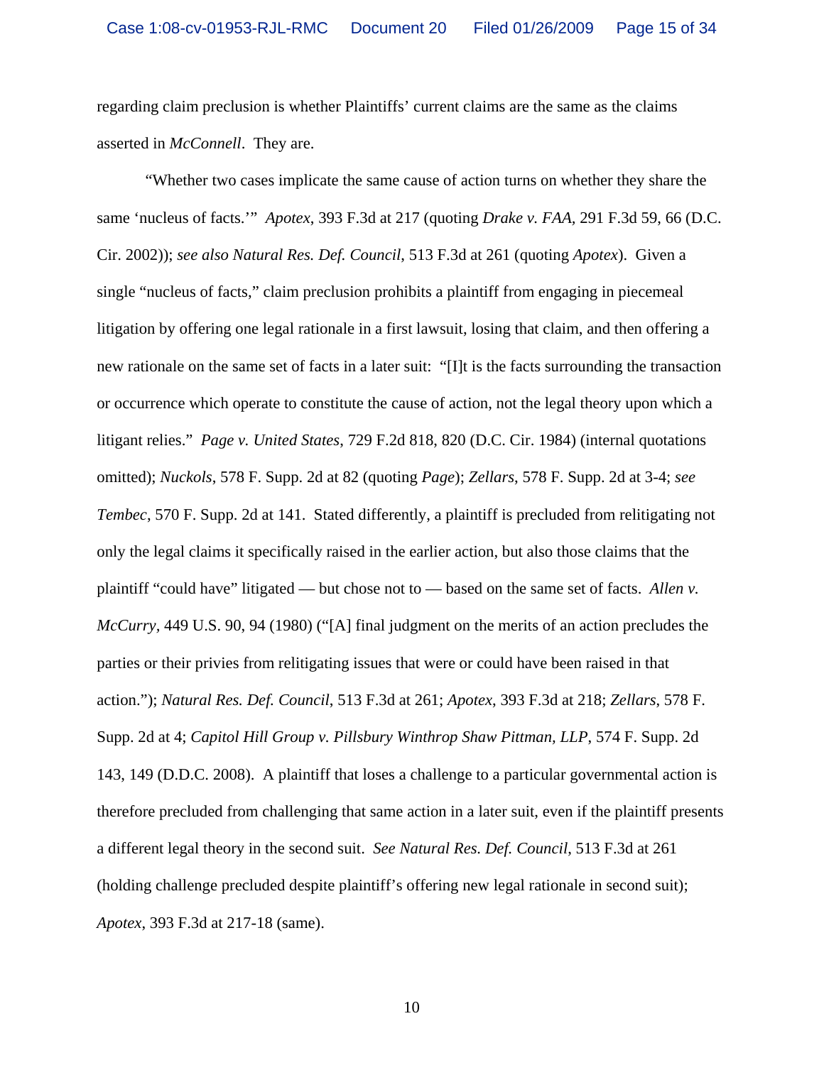regarding claim preclusion is whether Plaintiffs' current claims are the same as the claims asserted in *McConnell*. They are.

"Whether two cases implicate the same cause of action turns on whether they share the same 'nucleus of facts.'" *Apotex*, 393 F.3d at 217 (quoting *Drake v. FAA*, 291 F.3d 59, 66 (D.C. Cir. 2002)); *see also Natural Res. Def. Council*, 513 F.3d at 261 (quoting *Apotex*). Given a single "nucleus of facts," claim preclusion prohibits a plaintiff from engaging in piecemeal litigation by offering one legal rationale in a first lawsuit, losing that claim, and then offering a new rationale on the same set of facts in a later suit: "[I]t is the facts surrounding the transaction or occurrence which operate to constitute the cause of action, not the legal theory upon which a litigant relies." *Page v. United States*, 729 F.2d 818, 820 (D.C. Cir. 1984) (internal quotations omitted); *Nuckols*, 578 F. Supp. 2d at 82 (quoting *Page*); *Zellars*, 578 F. Supp. 2d at 3-4; *see Tembec*, 570 F. Supp. 2d at 141. Stated differently, a plaintiff is precluded from relitigating not only the legal claims it specifically raised in the earlier action, but also those claims that the plaintiff "could have" litigated — but chose not to — based on the same set of facts. *Allen v. McCurry*, 449 U.S. 90, 94 (1980) ("[A] final judgment on the merits of an action precludes the parties or their privies from relitigating issues that were or could have been raised in that action."); *Natural Res. Def. Council*, 513 F.3d at 261; *Apotex*, 393 F.3d at 218; *Zellars*, 578 F. Supp. 2d at 4; *Capitol Hill Group v. Pillsbury Winthrop Shaw Pittman, LLP*, 574 F. Supp. 2d 143, 149 (D.D.C. 2008). A plaintiff that loses a challenge to a particular governmental action is therefore precluded from challenging that same action in a later suit, even if the plaintiff presents a different legal theory in the second suit. *See Natural Res. Def. Council*, 513 F.3d at 261 (holding challenge precluded despite plaintiff's offering new legal rationale in second suit); *Apotex*, 393 F.3d at 217-18 (same).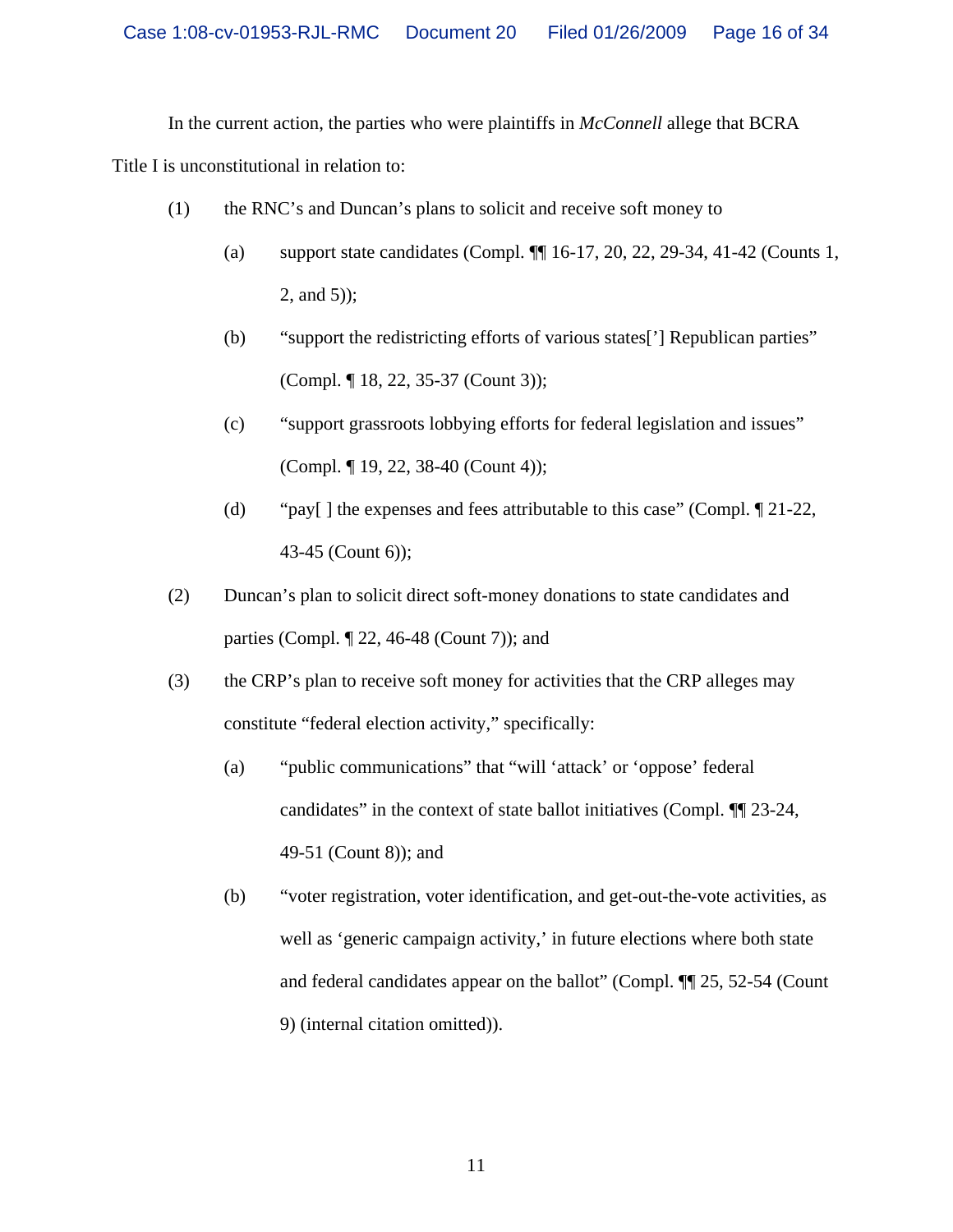In the current action, the parties who were plaintiffs in *McConnell* allege that BCRA Title I is unconstitutional in relation to:

(1) the RNC's and Duncan's plans to solicit and receive soft money to

  (a) support state candidates (Compl. ¶¶ 16-17, 20, 22, 29-34, 41-42 (Counts 1, 2, and 5));

  (b) "support the redistricting efforts of various states['] Republican parties" (Compl. ¶ 18, 22, 35-37 (Count 3));

  (c) "support grassroots lobbying efforts for federal legislation and issues" (Compl. ¶ 19, 22, 38-40 (Count 4));

  (d) "pay[ ] the expenses and fees attributable to this case" (Compl. ¶ 21-22, 43-45 (Count 6));

(2) Duncan's plan to solicit direct soft-money donations to state candidates and parties (Compl. ¶ 22, 46-48 (Count 7)); and

(3) the CRP's plan to receive soft money for activities that the CRP alleges may constitute "federal election activity," specifically:

  (a) "public communications" that "will 'attack' or 'oppose' federal candidates" in the context of state ballot initiatives (Compl. ¶¶ 23-24, 49-51 (Count 8)); and

  (b) "voter registration, voter identification, and get-out-the-vote activities, as well as 'generic campaign activity,' in future elections where both state and federal candidates appear on the ballot" (Compl. ¶¶ 25, 52-54 (Count 9) (internal citation omitted)).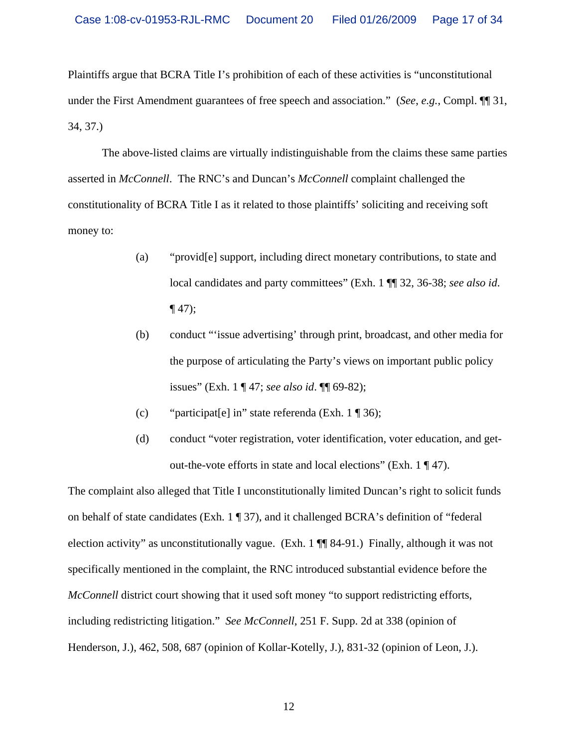Plaintiffs argue that BCRA Title I's prohibition of each of these activities is "unconstitutional under the First Amendment guarantees of free speech and association." (*See, e.g.*, Compl. ¶¶ 31, 34, 37.)

The above-listed claims are virtually indistinguishable from the claims these same parties asserted in *McConnell*. The RNC's and Duncan's *McConnell* complaint challenged the constitutionality of BCRA Title I as it related to those plaintiffs' soliciting and receiving soft money to:

(a) "provid[e] support, including direct monetary contributions, to state and local candidates and party committees" (Exh. 1 ¶¶ 32, 36-38; *see also id.* ¶ 47);

(b) conduct "'issue advertising' through print, broadcast, and other media for the purpose of articulating the Party's views on important public policy issues" (Exh. 1 ¶ 47; *see also id*. ¶¶ 69-82);

(c) "participat[e] in" state referenda (Exh. 1 ¶ 36);

(d) conduct "voter registration, voter identification, voter education, and get-out-the-vote efforts in state and local elections" (Exh. 1 ¶ 47).

The complaint also alleged that Title I unconstitutionally limited Duncan's right to solicit funds on behalf of state candidates (Exh. 1 ¶ 37), and it challenged BCRA's definition of "federal election activity" as unconstitutionally vague. (Exh. 1 ¶¶ 84-91.) Finally, although it was not specifically mentioned in the complaint, the RNC introduced substantial evidence before the *McConnell* district court showing that it used soft money "to support redistricting efforts, including redistricting litigation." *See McConnell*, 251 F. Supp. 2d at 338 (opinion of Henderson, J.), 462, 508, 687 (opinion of Kollar-Kotelly, J.), 831-32 (opinion of Leon, J.).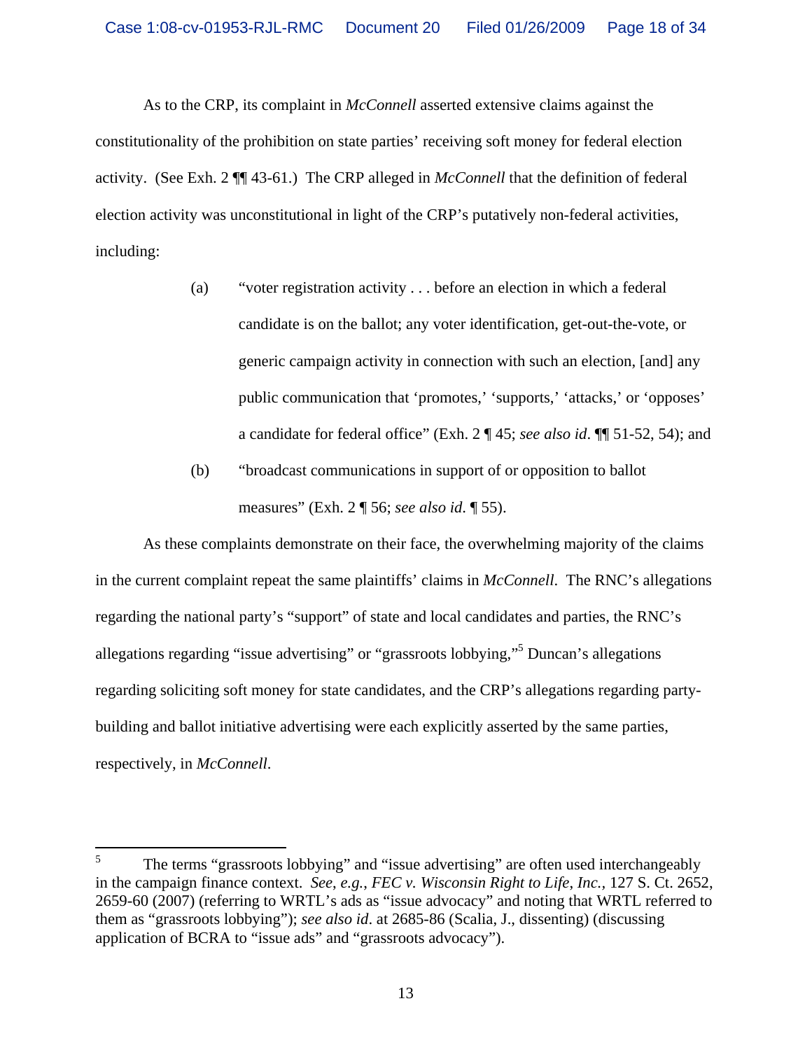As to the CRP, its complaint in *McConnell* asserted extensive claims against the constitutionality of the prohibition on state parties' receiving soft money for federal election activity. (See Exh. 2 ¶¶ 43-61.) The CRP alleged in *McConnell* that the definition of federal election activity was unconstitutional in light of the CRP's putatively non-federal activities, including:

> (a) "voter registration activity . . . before an election in which a federal candidate is on the ballot; any voter identification, get-out-the-vote, or generic campaign activity in connection with such an election, [and] any public communication that 'promotes,' 'supports,' 'attacks,' or 'opposes' a candidate for federal office" (Exh. 2 ¶ 45; *see also id*. ¶¶ 51-52, 54); and
>
> (b) "broadcast communications in support of or opposition to ballot measures" (Exh. 2 ¶ 56; *see also id*. ¶ 55).

As these complaints demonstrate on their face, the overwhelming majority of the claims in the current complaint repeat the same plaintiffs' claims in *McConnell*. The RNC's allegations regarding the national party's "support" of state and local candidates and parties, the RNC's allegations regarding "issue advertising" or "grassroots lobbying,"[5] Duncan's allegations regarding soliciting soft money for state candidates, and the CRP's allegations regarding party-building and ballot initiative advertising were each explicitly asserted by the same parties, respectively, in *McConnell*.

---

[5] The terms "grassroots lobbying" and "issue advertising" are often used interchangeably in the campaign finance context. *See, e.g.*, *FEC v. Wisconsin Right to Life, Inc.,* 127 S. Ct. 2652, 2659-60 (2007) (referring to WRTL's ads as "issue advocacy" and noting that WRTL referred to them as "grassroots lobbying"); *see also id*. at 2685-86 (Scalia, J., dissenting) (discussing application of BCRA to "issue ads" and "grassroots advocacy").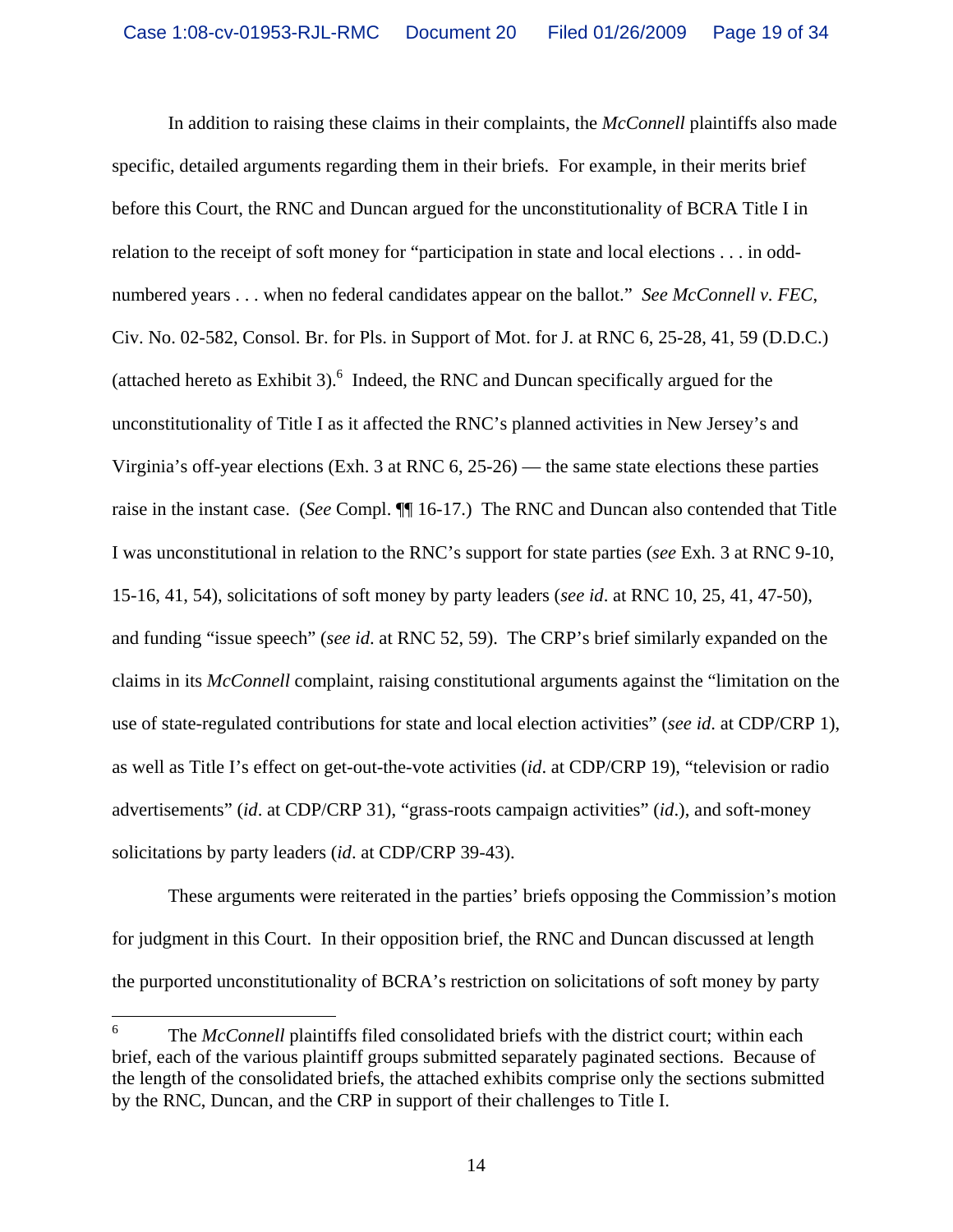In addition to raising these claims in their complaints, the *McConnell* plaintiffs also made specific, detailed arguments regarding them in their briefs. For example, in their merits brief before this Court, the RNC and Duncan argued for the unconstitutionality of BCRA Title I in relation to the receipt of soft money for "participation in state and local elections . . . in odd-numbered years . . . when no federal candidates appear on the ballot." *See McConnell v. FEC*, Civ. No. 02-582, Consol. Br. for Pls. in Support of Mot. for J. at RNC 6, 25-28, 41, 59 (D.D.C.) (attached hereto as Exhibit 3).[6] Indeed, the RNC and Duncan specifically argued for the unconstitutionality of Title I as it affected the RNC's planned activities in New Jersey's and Virginia's off-year elections (Exh. 3 at RNC 6, 25-26) — the same state elections these parties raise in the instant case. (*See* Compl. ¶¶ 16-17.) The RNC and Duncan also contended that Title I was unconstitutional in relation to the RNC's support for state parties (*see* Exh. 3 at RNC 9-10, 15-16, 41, 54), solicitations of soft money by party leaders (*see id*. at RNC 10, 25, 41, 47-50), and funding "issue speech" (*see id*. at RNC 52, 59). The CRP's brief similarly expanded on the claims in its *McConnell* complaint, raising constitutional arguments against the "limitation on the use of state-regulated contributions for state and local election activities" (*see id*. at CDP/CRP 1), as well as Title I's effect on get-out-the-vote activities (*id*. at CDP/CRP 19), "television or radio advertisements" (*id*. at CDP/CRP 31), "grass-roots campaign activities" (*id*.), and soft-money solicitations by party leaders (*id*. at CDP/CRP 39-43).

These arguments were reiterated in the parties' briefs opposing the Commission's motion for judgment in this Court. In their opposition brief, the RNC and Duncan discussed at length the purported unconstitutionality of BCRA's restriction on solicitations of soft money by party

---

[6] The *McConnell* plaintiffs filed consolidated briefs with the district court; within each brief, each of the various plaintiff groups submitted separately paginated sections. Because of the length of the consolidated briefs, the attached exhibits comprise only the sections submitted by the RNC, Duncan, and the CRP in support of their challenges to Title I.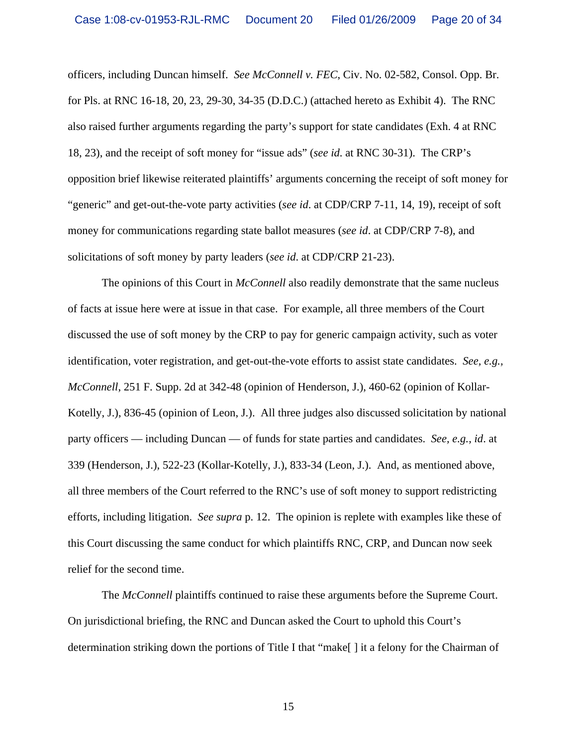officers, including Duncan himself. *See McConnell v. FEC*, Civ. No. 02-582, Consol. Opp. Br. for Pls. at RNC 16-18, 20, 23, 29-30, 34-35 (D.D.C.) (attached hereto as Exhibit 4). The RNC also raised further arguments regarding the party's support for state candidates (Exh. 4 at RNC 18, 23), and the receipt of soft money for "issue ads" (*see id*. at RNC 30-31). The CRP's opposition brief likewise reiterated plaintiffs' arguments concerning the receipt of soft money for "generic" and get-out-the-vote party activities (*see id*. at CDP/CRP 7-11, 14, 19), receipt of soft money for communications regarding state ballot measures (*see id*. at CDP/CRP 7-8), and solicitations of soft money by party leaders (*see id*. at CDP/CRP 21-23).

The opinions of this Court in *McConnell* also readily demonstrate that the same nucleus of facts at issue here were at issue in that case. For example, all three members of the Court discussed the use of soft money by the CRP to pay for generic campaign activity, such as voter identification, voter registration, and get-out-the-vote efforts to assist state candidates. *See, e.g., McConnell*, 251 F. Supp. 2d at 342-48 (opinion of Henderson, J.), 460-62 (opinion of Kollar-Kotelly, J.), 836-45 (opinion of Leon, J.). All three judges also discussed solicitation by national party officers — including Duncan — of funds for state parties and candidates. *See, e.g., id*. at 339 (Henderson, J.), 522-23 (Kollar-Kotelly, J.), 833-34 (Leon, J.). And, as mentioned above, all three members of the Court referred to the RNC's use of soft money to support redistricting efforts, including litigation. *See supra* p. 12. The opinion is replete with examples like these of this Court discussing the same conduct for which plaintiffs RNC, CRP, and Duncan now seek relief for the second time.

The *McConnell* plaintiffs continued to raise these arguments before the Supreme Court. On jurisdictional briefing, the RNC and Duncan asked the Court to uphold this Court's determination striking down the portions of Title I that "make[ ] it a felony for the Chairman of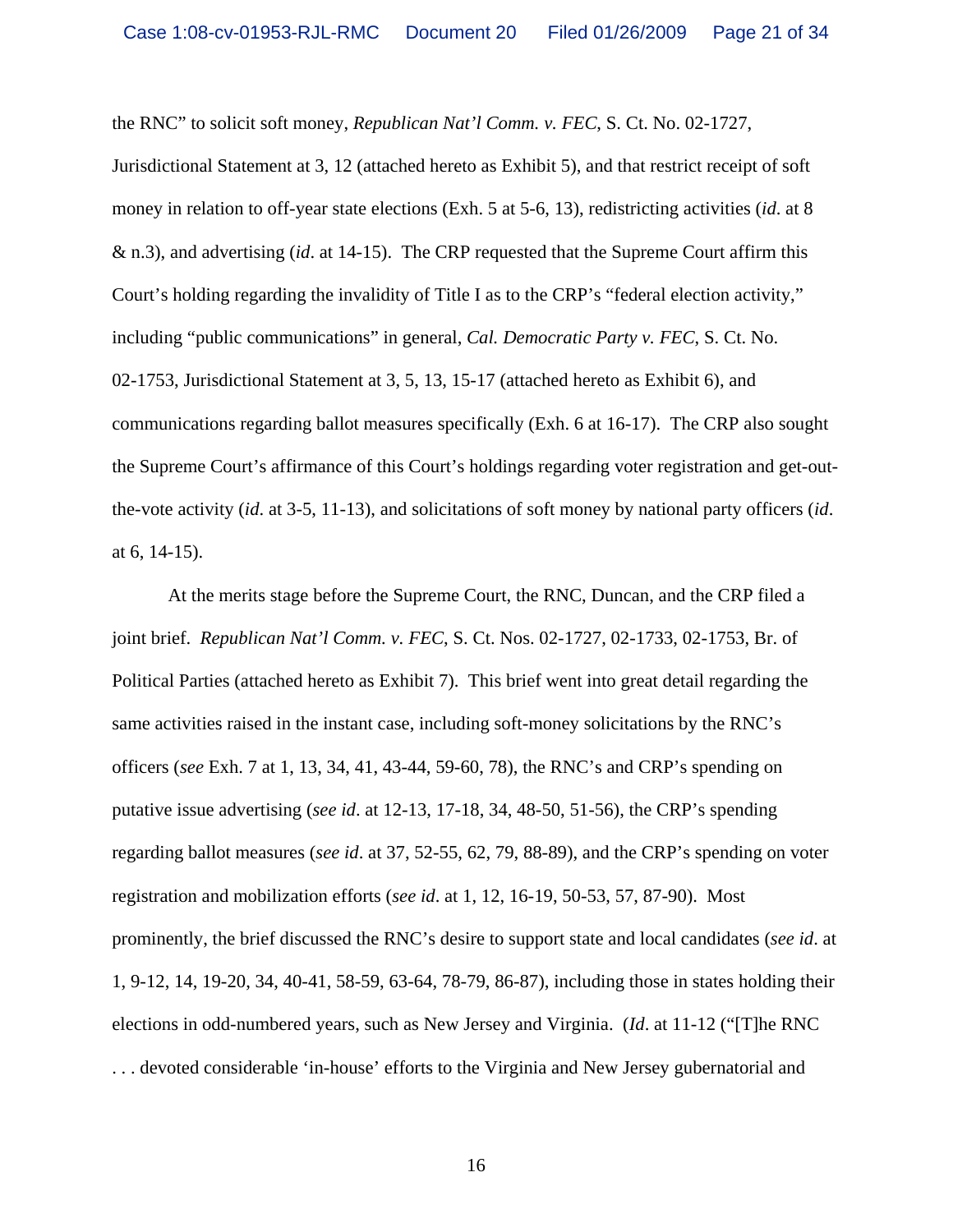the RNC" to solicit soft money, *Republican Nat'l Comm. v. FEC*, S. Ct. No. 02-1727, Jurisdictional Statement at 3, 12 (attached hereto as Exhibit 5), and that restrict receipt of soft money in relation to off-year state elections (Exh. 5 at 5-6, 13), redistricting activities (*id*. at 8 & n.3), and advertising (*id*. at 14-15). The CRP requested that the Supreme Court affirm this Court's holding regarding the invalidity of Title I as to the CRP's "federal election activity," including "public communications" in general, *Cal. Democratic Party v. FEC*, S. Ct. No. 02-1753, Jurisdictional Statement at 3, 5, 13, 15-17 (attached hereto as Exhibit 6), and communications regarding ballot measures specifically (Exh. 6 at 16-17). The CRP also sought the Supreme Court's affirmance of this Court's holdings regarding voter registration and get-out-the-vote activity (*id*. at 3-5, 11-13), and solicitations of soft money by national party officers (*id*. at 6, 14-15).

At the merits stage before the Supreme Court, the RNC, Duncan, and the CRP filed a joint brief. *Republican Nat'l Comm. v. FEC*, S. Ct. Nos. 02-1727, 02-1733, 02-1753, Br. of Political Parties (attached hereto as Exhibit 7). This brief went into great detail regarding the same activities raised in the instant case, including soft-money solicitations by the RNC's officers (*see* Exh. 7 at 1, 13, 34, 41, 43-44, 59-60, 78), the RNC's and CRP's spending on putative issue advertising (*see id*. at 12-13, 17-18, 34, 48-50, 51-56), the CRP's spending regarding ballot measures (*see id*. at 37, 52-55, 62, 79, 88-89), and the CRP's spending on voter registration and mobilization efforts (*see id*. at 1, 12, 16-19, 50-53, 57, 87-90). Most prominently, the brief discussed the RNC's desire to support state and local candidates (*see id*. at 1, 9-12, 14, 19-20, 34, 40-41, 58-59, 63-64, 78-79, 86-87), including those in states holding their elections in odd-numbered years, such as New Jersey and Virginia. (*Id*. at 11-12 ("[T]he RNC . . . devoted considerable 'in-house' efforts to the Virginia and New Jersey gubernatorial and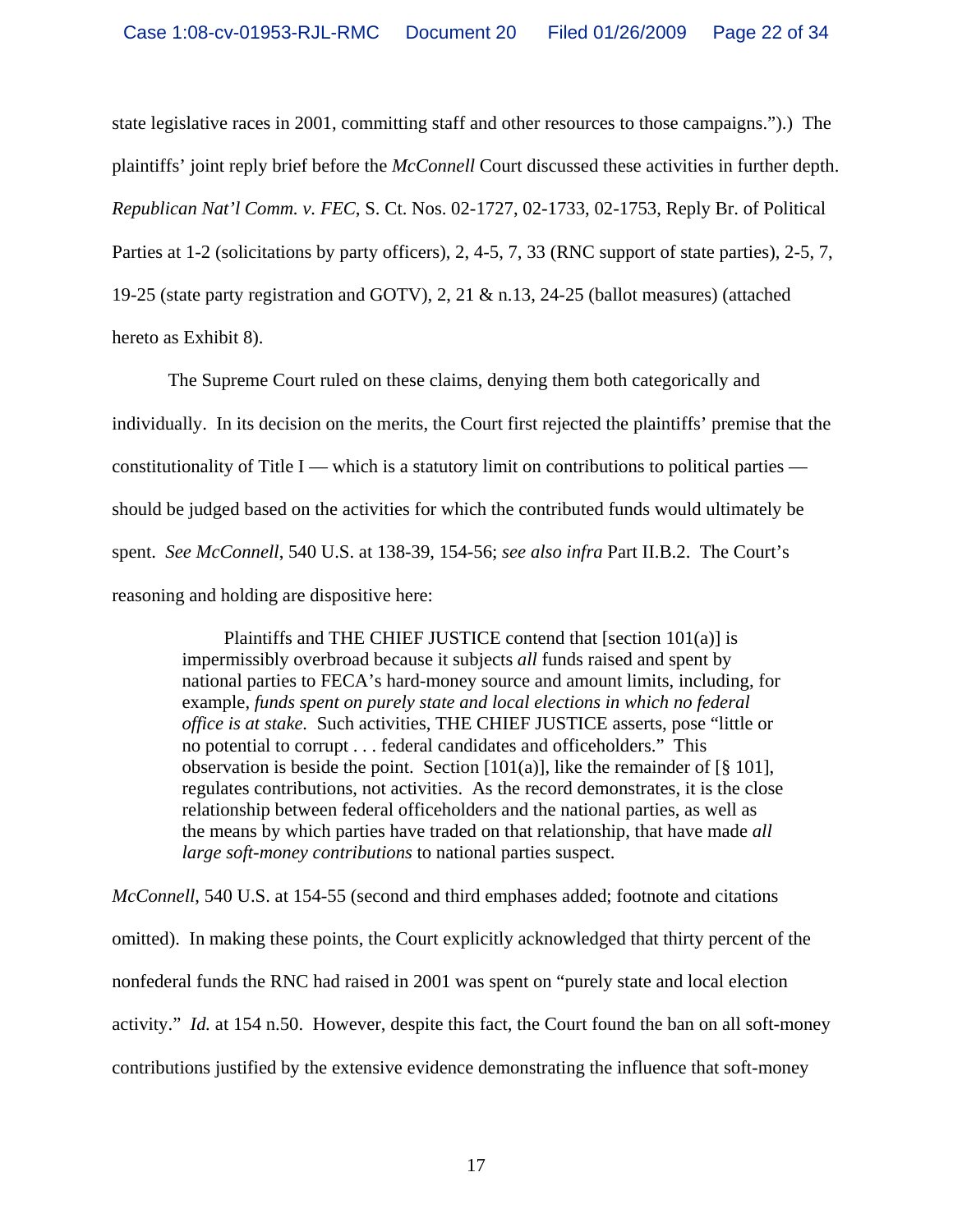state legislative races in 2001, committing staff and other resources to those campaigns.").) The plaintiffs' joint reply brief before the *McConnell* Court discussed these activities in further depth. *Republican Nat'l Comm. v. FEC*, S. Ct. Nos. 02-1727, 02-1733, 02-1753, Reply Br. of Political Parties at 1-2 (solicitations by party officers), 2, 4-5, 7, 33 (RNC support of state parties), 2-5, 7, 19-25 (state party registration and GOTV), 2, 21 & n.13, 24-25 (ballot measures) (attached hereto as Exhibit 8).

The Supreme Court ruled on these claims, denying them both categorically and individually. In its decision on the merits, the Court first rejected the plaintiffs' premise that the constitutionality of Title I — which is a statutory limit on contributions to political parties — should be judged based on the activities for which the contributed funds would ultimately be spent. *See McConnell*, 540 U.S. at 138-39, 154-56; *see also infra* Part II.B.2. The Court's reasoning and holding are dispositive here:

> Plaintiffs and THE CHIEF JUSTICE contend that [section 101(a)] is impermissibly overbroad because it subjects *all* funds raised and spent by national parties to FECA's hard-money source and amount limits, including, for example, *funds spent on purely state and local elections in which no federal office is at stake.* Such activities, THE CHIEF JUSTICE asserts, pose "little or no potential to corrupt . . . federal candidates and officeholders." This observation is beside the point. Section [101(a)], like the remainder of [§ 101], regulates contributions, not activities. As the record demonstrates, it is the close relationship between federal officeholders and the national parties, as well as the means by which parties have traded on that relationship, that have made *all large soft-money contributions* to national parties suspect.

*McConnell*, 540 U.S. at 154-55 (second and third emphases added; footnote and citations omitted). In making these points, the Court explicitly acknowledged that thirty percent of the nonfederal funds the RNC had raised in 2001 was spent on "purely state and local election activity." *Id.* at 154 n.50. However, despite this fact, the Court found the ban on all soft-money contributions justified by the extensive evidence demonstrating the influence that soft-money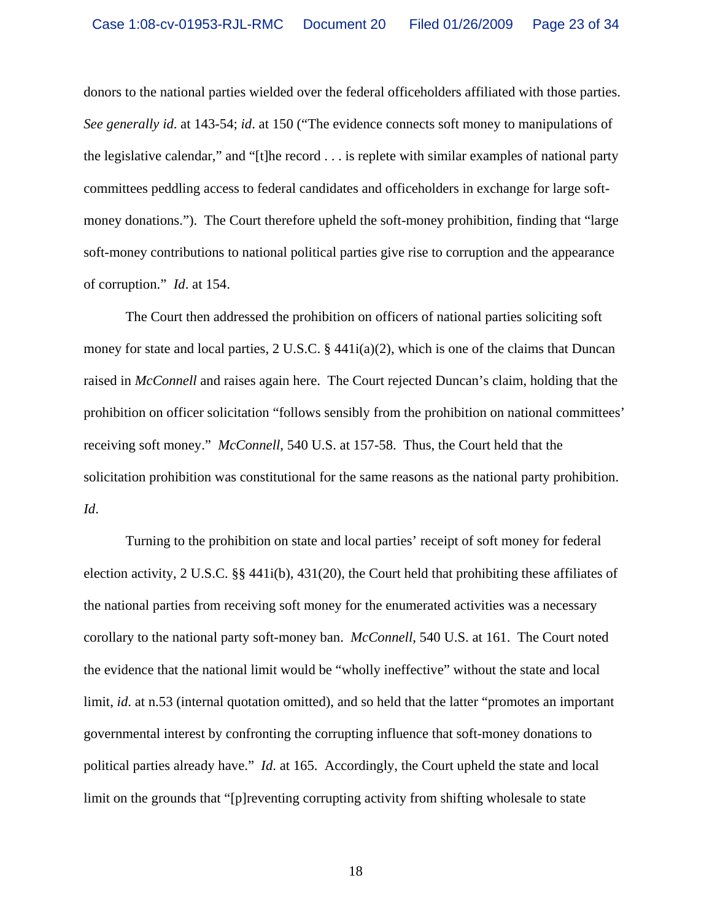donors to the national parties wielded over the federal officeholders affiliated with those parties. *See generally id*. at 143-54; *id*. at 150 ("The evidence connects soft money to manipulations of the legislative calendar," and "[t]he record . . . is replete with similar examples of national party committees peddling access to federal candidates and officeholders in exchange for large soft-money donations."). The Court therefore upheld the soft-money prohibition, finding that "large soft-money contributions to national political parties give rise to corruption and the appearance of corruption." *Id*. at 154.

The Court then addressed the prohibition on officers of national parties soliciting soft money for state and local parties, 2 U.S.C. § 441i(a)(2), which is one of the claims that Duncan raised in *McConnell* and raises again here. The Court rejected Duncan's claim, holding that the prohibition on officer solicitation "follows sensibly from the prohibition on national committees' receiving soft money." *McConnell*, 540 U.S. at 157-58. Thus, the Court held that the solicitation prohibition was constitutional for the same reasons as the national party prohibition. *Id*.

Turning to the prohibition on state and local parties' receipt of soft money for federal election activity, 2 U.S.C. §§ 441i(b), 431(20), the Court held that prohibiting these affiliates of the national parties from receiving soft money for the enumerated activities was a necessary corollary to the national party soft-money ban. *McConnell*, 540 U.S. at 161. The Court noted the evidence that the national limit would be "wholly ineffective" without the state and local limit, *id*. at n.53 (internal quotation omitted), and so held that the latter "promotes an important governmental interest by confronting the corrupting influence that soft-money donations to political parties already have." *Id*. at 165. Accordingly, the Court upheld the state and local limit on the grounds that "[p]reventing corrupting activity from shifting wholesale to state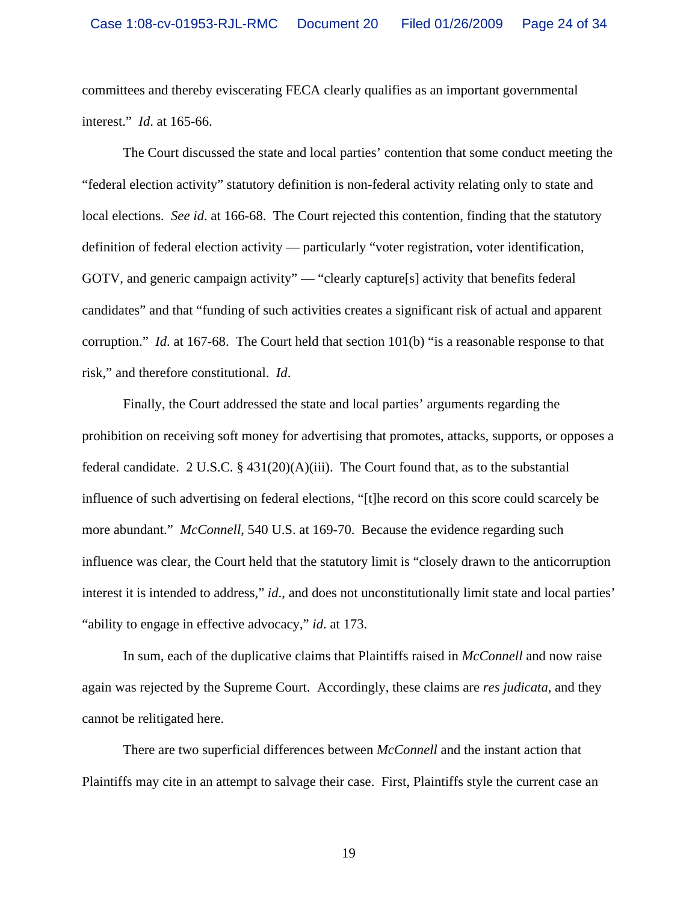committees and thereby eviscerating FECA clearly qualifies as an important governmental interest." *Id*. at 165-66.

The Court discussed the state and local parties' contention that some conduct meeting the "federal election activity" statutory definition is non-federal activity relating only to state and local elections. *See id*. at 166-68. The Court rejected this contention, finding that the statutory definition of federal election activity — particularly "voter registration, voter identification, GOTV, and generic campaign activity" — "clearly capture[s] activity that benefits federal candidates" and that "funding of such activities creates a significant risk of actual and apparent corruption." *Id*. at 167-68. The Court held that section 101(b) "is a reasonable response to that risk," and therefore constitutional. *Id*.

Finally, the Court addressed the state and local parties' arguments regarding the prohibition on receiving soft money for advertising that promotes, attacks, supports, or opposes a federal candidate. 2 U.S.C. § 431(20)(A)(iii). The Court found that, as to the substantial influence of such advertising on federal elections, "[t]he record on this score could scarcely be more abundant." *McConnell*, 540 U.S. at 169-70. Because the evidence regarding such influence was clear, the Court held that the statutory limit is "closely drawn to the anticorruption interest it is intended to address," *id*., and does not unconstitutionally limit state and local parties' "ability to engage in effective advocacy," *id*. at 173.

In sum, each of the duplicative claims that Plaintiffs raised in *McConnell* and now raise again was rejected by the Supreme Court. Accordingly, these claims are *res judicata*, and they cannot be relitigated here.

There are two superficial differences between *McConnell* and the instant action that Plaintiffs may cite in an attempt to salvage their case. First, Plaintiffs style the current case an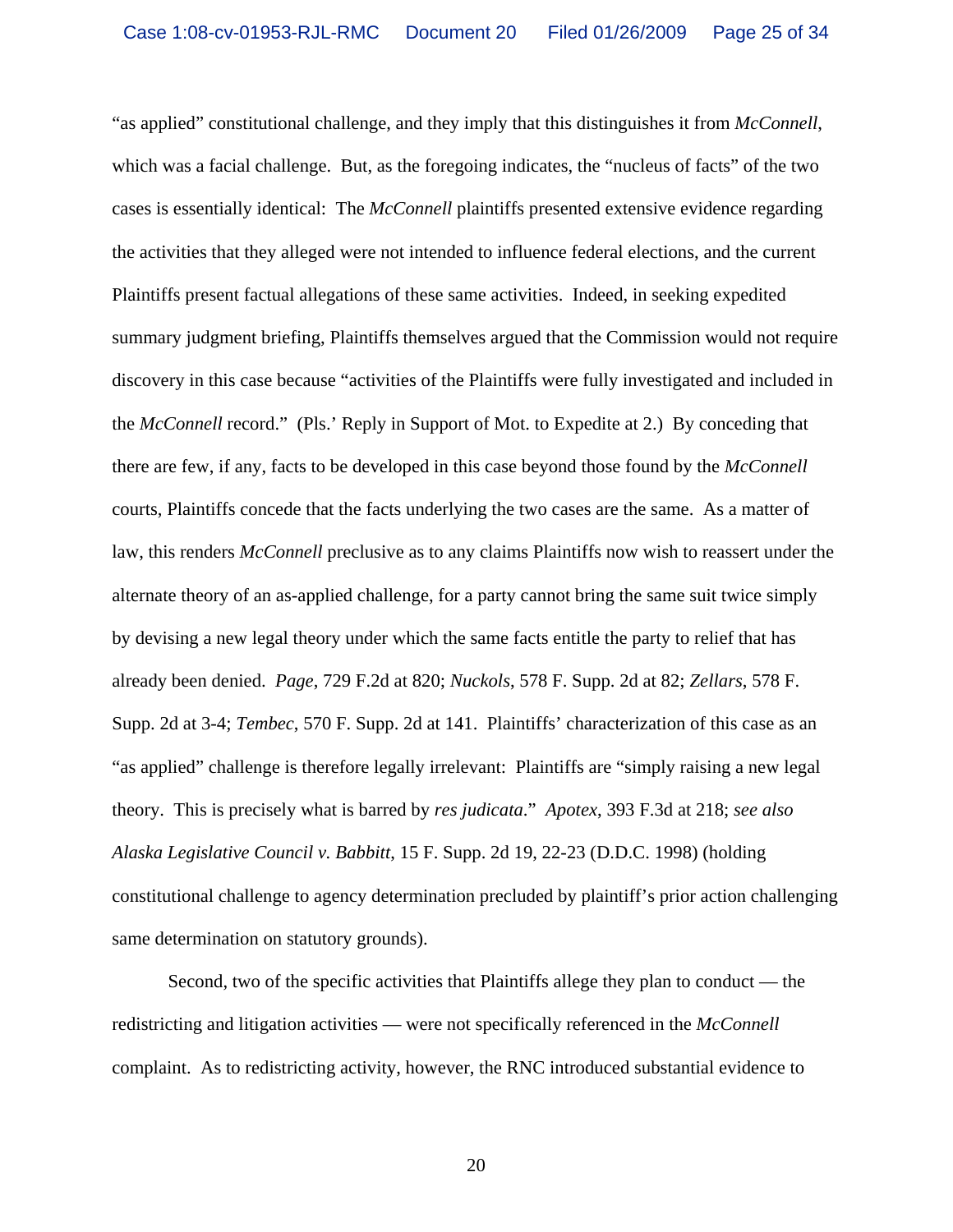"as applied" constitutional challenge, and they imply that this distinguishes it from *McConnell*, which was a facial challenge. But, as the foregoing indicates, the "nucleus of facts" of the two cases is essentially identical: The *McConnell* plaintiffs presented extensive evidence regarding the activities that they alleged were not intended to influence federal elections, and the current Plaintiffs present factual allegations of these same activities. Indeed, in seeking expedited summary judgment briefing, Plaintiffs themselves argued that the Commission would not require discovery in this case because "activities of the Plaintiffs were fully investigated and included in the *McConnell* record." (Pls.' Reply in Support of Mot. to Expedite at 2.) By conceding that there are few, if any, facts to be developed in this case beyond those found by the *McConnell* courts, Plaintiffs concede that the facts underlying the two cases are the same. As a matter of law, this renders *McConnell* preclusive as to any claims Plaintiffs now wish to reassert under the alternate theory of an as-applied challenge, for a party cannot bring the same suit twice simply by devising a new legal theory under which the same facts entitle the party to relief that has already been denied. *Page*, 729 F.2d at 820; *Nuckols*, 578 F. Supp. 2d at 82; *Zellars*, 578 F. Supp. 2d at 3-4; *Tembec*, 570 F. Supp. 2d at 141. Plaintiffs' characterization of this case as an "as applied" challenge is therefore legally irrelevant: Plaintiffs are "simply raising a new legal theory. This is precisely what is barred by *res judicata*." *Apotex*, 393 F.3d at 218; *see also Alaska Legislative Council v. Babbitt*, 15 F. Supp. 2d 19, 22-23 (D.D.C. 1998) (holding constitutional challenge to agency determination precluded by plaintiff's prior action challenging same determination on statutory grounds).

Second, two of the specific activities that Plaintiffs allege they plan to conduct — the redistricting and litigation activities — were not specifically referenced in the *McConnell* complaint. As to redistricting activity, however, the RNC introduced substantial evidence to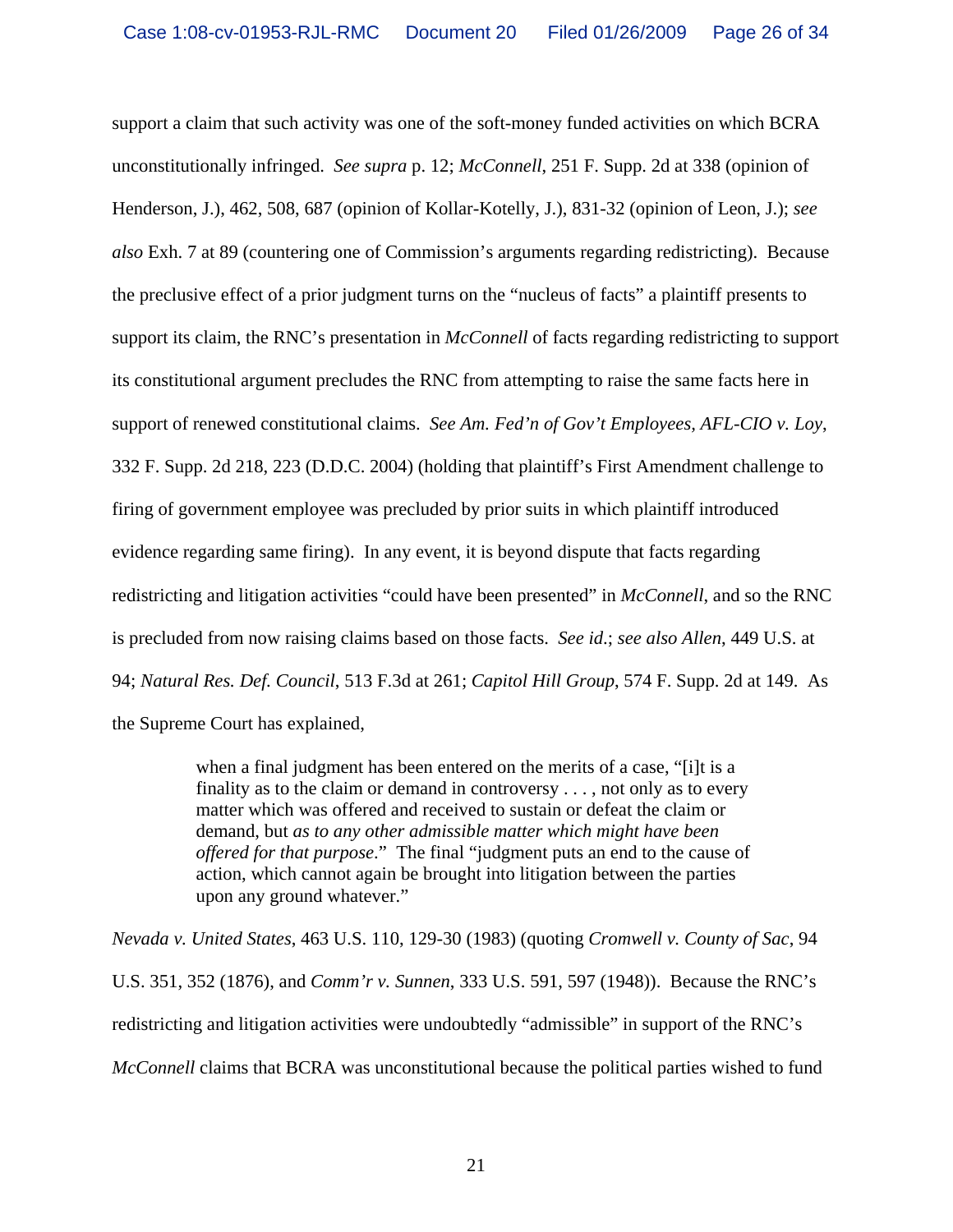support a claim that such activity was one of the soft-money funded activities on which BCRA unconstitutionally infringed. *See supra* p. 12; *McConnell*, 251 F. Supp. 2d at 338 (opinion of Henderson, J.), 462, 508, 687 (opinion of Kollar-Kotelly, J.), 831-32 (opinion of Leon, J.); *see also* Exh. 7 at 89 (countering one of Commission's arguments regarding redistricting). Because the preclusive effect of a prior judgment turns on the "nucleus of facts" a plaintiff presents to support its claim, the RNC's presentation in *McConnell* of facts regarding redistricting to support its constitutional argument precludes the RNC from attempting to raise the same facts here in support of renewed constitutional claims. *See Am. Fed'n of Gov't Employees, AFL-CIO v. Loy*, 332 F. Supp. 2d 218, 223 (D.D.C. 2004) (holding that plaintiff's First Amendment challenge to firing of government employee was precluded by prior suits in which plaintiff introduced evidence regarding same firing). In any event, it is beyond dispute that facts regarding redistricting and litigation activities "could have been presented" in *McConnell*, and so the RNC is precluded from now raising claims based on those facts. *See id*.; *see also Allen*, 449 U.S. at 94; *Natural Res. Def. Council*, 513 F.3d at 261; *Capitol Hill Group*, 574 F. Supp. 2d at 149. As the Supreme Court has explained,

> when a final judgment has been entered on the merits of a case, "[i]t is a finality as to the claim or demand in controversy . . . , not only as to every matter which was offered and received to sustain or defeat the claim or demand, but *as to any other admissible matter which might have been offered for that purpose*." The final "judgment puts an end to the cause of action, which cannot again be brought into litigation between the parties upon any ground whatever."

*Nevada v. United States*, 463 U.S. 110, 129-30 (1983) (quoting *Cromwell v. County of Sac*, 94 U.S. 351, 352 (1876), and *Comm'r v. Sunnen*, 333 U.S. 591, 597 (1948)). Because the RNC's redistricting and litigation activities were undoubtedly "admissible" in support of the RNC's *McConnell* claims that BCRA was unconstitutional because the political parties wished to fund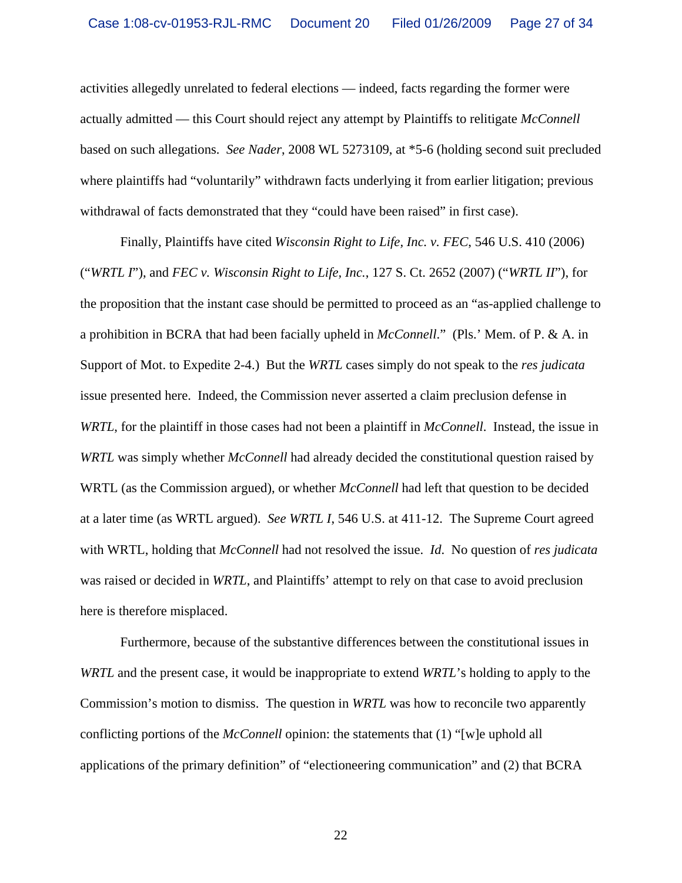activities allegedly unrelated to federal elections — indeed, facts regarding the former were actually admitted — this Court should reject any attempt by Plaintiffs to relitigate *McConnell* based on such allegations. *See Nader*, 2008 WL 5273109, at *5-6 (holding second suit precluded where plaintiffs had "voluntarily" withdrawn facts underlying it from earlier litigation; previous withdrawal of facts demonstrated that they "could have been raised" in first case).

Finally, Plaintiffs have cited *Wisconsin Right to Life, Inc. v. FEC*, 546 U.S. 410 (2006) ("*WRTL I*"), and *FEC v. Wisconsin Right to Life, Inc.*, 127 S. Ct. 2652 (2007) ("*WRTL II*"), for the proposition that the instant case should be permitted to proceed as an "as-applied challenge to a prohibition in BCRA that had been facially upheld in *McConnell*." (Pls.' Mem. of P. & A. in Support of Mot. to Expedite 2-4.) But the *WRTL* cases simply do not speak to the *res judicata* issue presented here. Indeed, the Commission never asserted a claim preclusion defense in *WRTL*, for the plaintiff in those cases had not been a plaintiff in *McConnell*. Instead, the issue in *WRTL* was simply whether *McConnell* had already decided the constitutional question raised by WRTL (as the Commission argued), or whether *McConnell* had left that question to be decided at a later time (as WRTL argued). *See WRTL I*, 546 U.S. at 411-12. The Supreme Court agreed with WRTL, holding that *McConnell* had not resolved the issue. *Id*. No question of *res judicata* was raised or decided in *WRTL*, and Plaintiffs' attempt to rely on that case to avoid preclusion here is therefore misplaced.

Furthermore, because of the substantive differences between the constitutional issues in *WRTL* and the present case, it would be inappropriate to extend *WRTL*'s holding to apply to the Commission's motion to dismiss. The question in *WRTL* was how to reconcile two apparently conflicting portions of the *McConnell* opinion: the statements that (1) "[w]e uphold all applications of the primary definition" of "electioneering communication" and (2) that BCRA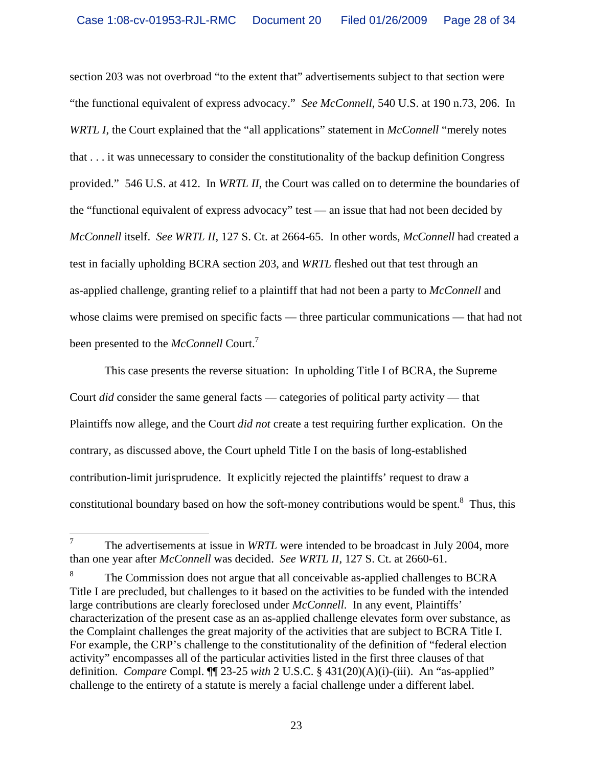section 203 was not overbroad "to the extent that" advertisements subject to that section were "the functional equivalent of express advocacy." *See McConnell*, 540 U.S. at 190 n.73, 206. In *WRTL I*, the Court explained that the "all applications" statement in *McConnell* "merely notes that . . . it was unnecessary to consider the constitutionality of the backup definition Congress provided." 546 U.S. at 412. In *WRTL II*, the Court was called on to determine the boundaries of the "functional equivalent of express advocacy" test — an issue that had not been decided by *McConnell* itself. *See WRTL II*, 127 S. Ct. at 2664-65. In other words, *McConnell* had created a test in facially upholding BCRA section 203, and *WRTL* fleshed out that test through an as-applied challenge, granting relief to a plaintiff that had not been a party to *McConnell* and whose claims were premised on specific facts — three particular communications — that had not been presented to the *McConnell* Court.[7]

This case presents the reverse situation: In upholding Title I of BCRA, the Supreme Court *did* consider the same general facts — categories of political party activity — that Plaintiffs now allege, and the Court *did not* create a test requiring further explication. On the contrary, as discussed above, the Court upheld Title I on the basis of long-established contribution-limit jurisprudence. It explicitly rejected the plaintiffs' request to draw a constitutional boundary based on how the soft-money contributions would be spent.[8] Thus, this

---

[7] The advertisements at issue in *WRTL* were intended to be broadcast in July 2004, more than one year after *McConnell* was decided. *See WRTL II*, 127 S. Ct. at 2660-61.

[8] The Commission does not argue that all conceivable as-applied challenges to BCRA Title I are precluded, but challenges to it based on the activities to be funded with the intended large contributions are clearly foreclosed under *McConnell*. In any event, Plaintiffs' characterization of the present case as an as-applied challenge elevates form over substance, as the Complaint challenges the great majority of the activities that are subject to BCRA Title I. For example, the CRP's challenge to the constitutionality of the definition of "federal election activity" encompasses all of the particular activities listed in the first three clauses of that definition. *Compare* Compl. ¶¶ 23-25 *with* 2 U.S.C. § 431(20)(A)(i)-(iii). An "as-applied" challenge to the entirety of a statute is merely a facial challenge under a different label.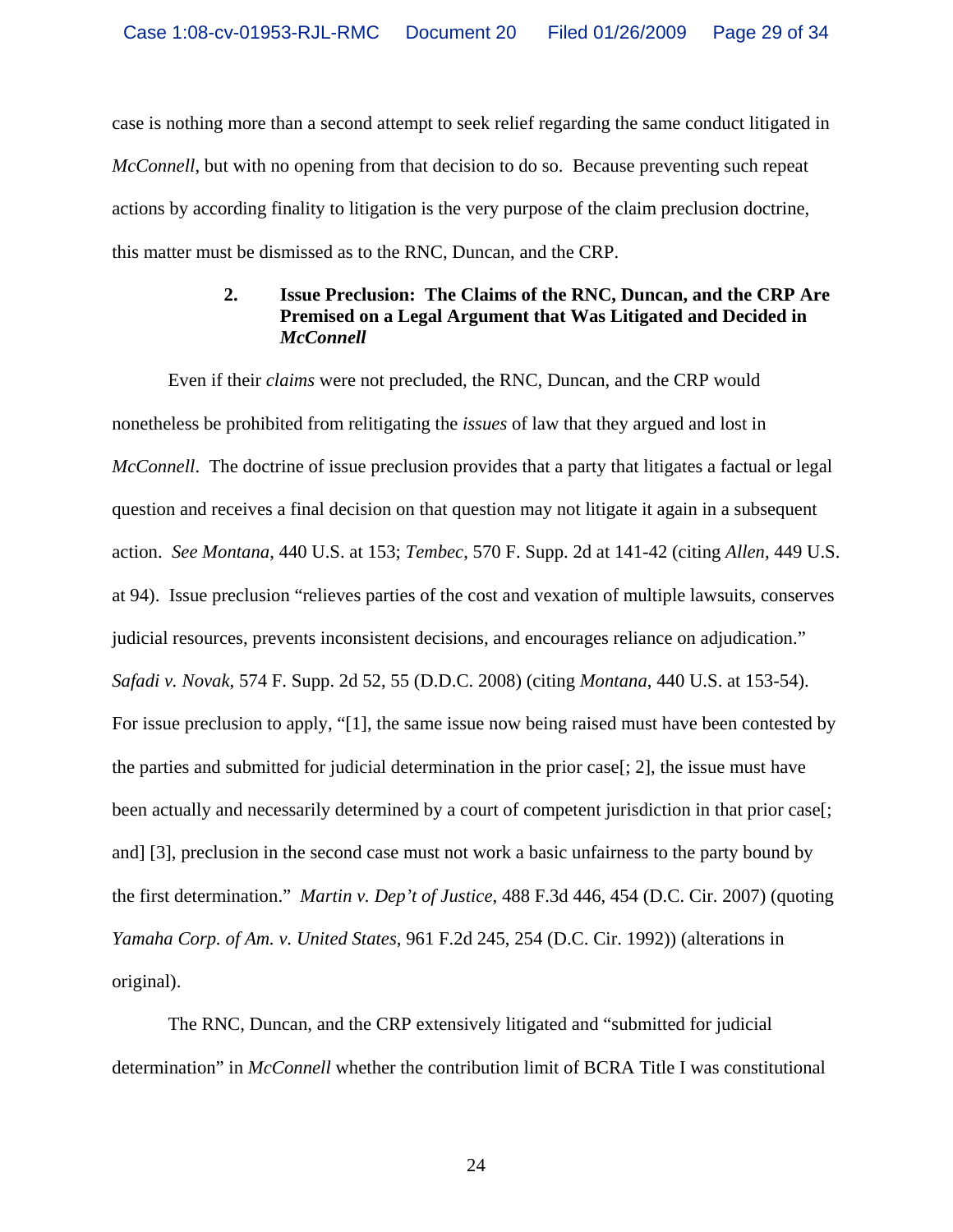case is nothing more than a second attempt to seek relief regarding the same conduct litigated in *McConnell*, but with no opening from that decision to do so. Because preventing such repeat actions by according finality to litigation is the very purpose of the claim preclusion doctrine, this matter must be dismissed as to the RNC, Duncan, and the CRP.

### 2. Issue Preclusion: The Claims of the RNC, Duncan, and the CRP Are Premised on a Legal Argument that Was Litigated and Decided in *McConnell*

Even if their *claims* were not precluded, the RNC, Duncan, and the CRP would nonetheless be prohibited from relitigating the *issues* of law that they argued and lost in *McConnell*. The doctrine of issue preclusion provides that a party that litigates a factual or legal question and receives a final decision on that question may not litigate it again in a subsequent action. *See Montana*, 440 U.S. at 153; *Tembec*, 570 F. Supp. 2d at 141-42 (citing *Allen*, 449 U.S. at 94). Issue preclusion "relieves parties of the cost and vexation of multiple lawsuits, conserves judicial resources, prevents inconsistent decisions, and encourages reliance on adjudication." *Safadi v. Novak*, 574 F. Supp. 2d 52, 55 (D.D.C. 2008) (citing *Montana*, 440 U.S. at 153-54). For issue preclusion to apply, "[1], the same issue now being raised must have been contested by the parties and submitted for judicial determination in the prior case[; 2], the issue must have been actually and necessarily determined by a court of competent jurisdiction in that prior case[; and] [3], preclusion in the second case must not work a basic unfairness to the party bound by the first determination." *Martin v. Dep't of Justice*, 488 F.3d 446, 454 (D.C. Cir. 2007) (quoting *Yamaha Corp. of Am. v. United States*, 961 F.2d 245, 254 (D.C. Cir. 1992)) (alterations in original).

The RNC, Duncan, and the CRP extensively litigated and "submitted for judicial determination" in *McConnell* whether the contribution limit of BCRA Title I was constitutional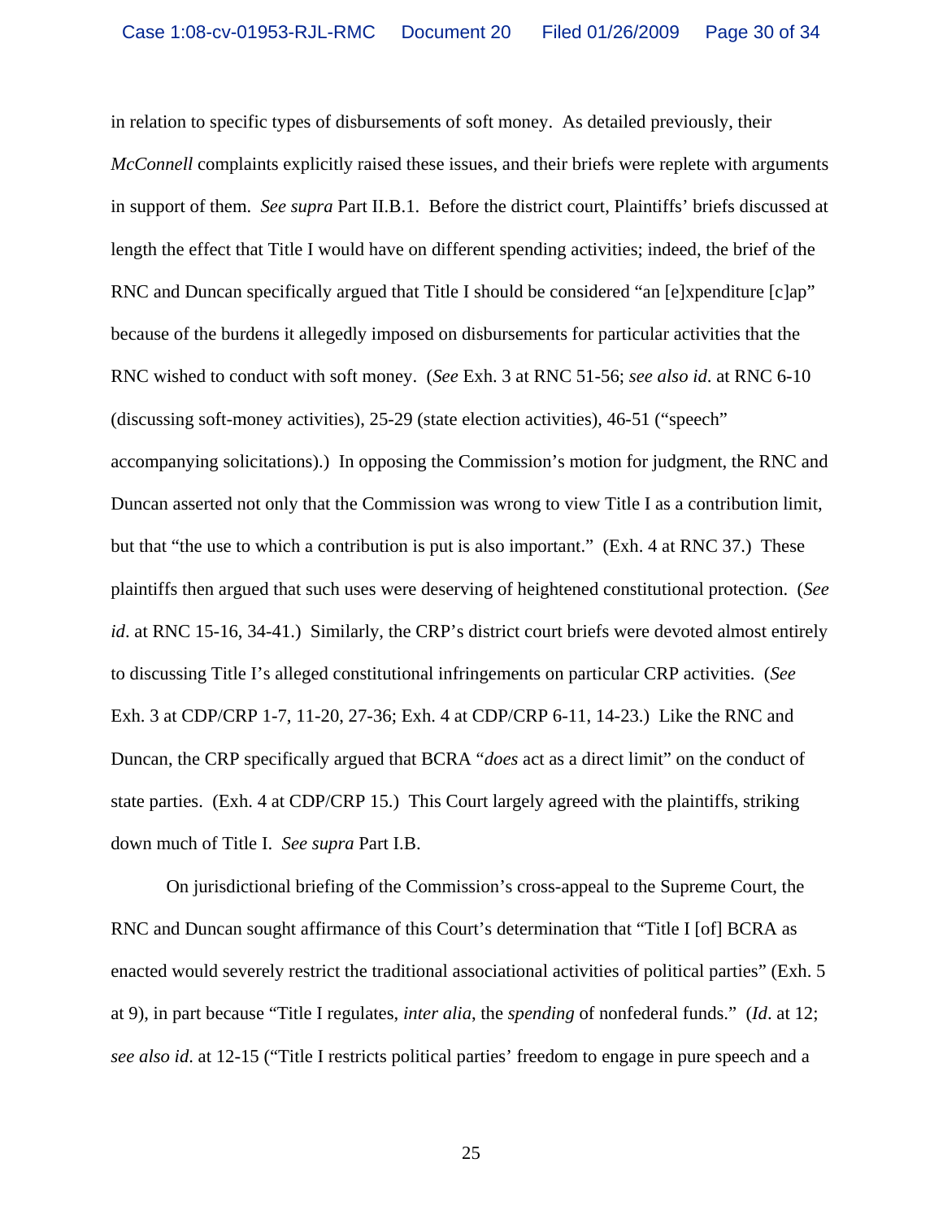in relation to specific types of disbursements of soft money. As detailed previously, their *McConnell* complaints explicitly raised these issues, and their briefs were replete with arguments in support of them. *See supra* Part II.B.1. Before the district court, Plaintiffs' briefs discussed at length the effect that Title I would have on different spending activities; indeed, the brief of the RNC and Duncan specifically argued that Title I should be considered "an [e]xpenditure [c]ap" because of the burdens it allegedly imposed on disbursements for particular activities that the RNC wished to conduct with soft money. (*See* Exh. 3 at RNC 51-56; *see also id.* at RNC 6-10 (discussing soft-money activities), 25-29 (state election activities), 46-51 ("speech" accompanying solicitations).) In opposing the Commission's motion for judgment, the RNC and Duncan asserted not only that the Commission was wrong to view Title I as a contribution limit, but that "the use to which a contribution is put is also important." (Exh. 4 at RNC 37.) These plaintiffs then argued that such uses were deserving of heightened constitutional protection. (*See id*. at RNC 15-16, 34-41.) Similarly, the CRP's district court briefs were devoted almost entirely to discussing Title I's alleged constitutional infringements on particular CRP activities. (*See* Exh. 3 at CDP/CRP 1-7, 11-20, 27-36; Exh. 4 at CDP/CRP 6-11, 14-23.) Like the RNC and Duncan, the CRP specifically argued that BCRA "*does* act as a direct limit" on the conduct of state parties. (Exh. 4 at CDP/CRP 15.) This Court largely agreed with the plaintiffs, striking down much of Title I. *See supra* Part I.B.

On jurisdictional briefing of the Commission's cross-appeal to the Supreme Court, the RNC and Duncan sought affirmance of this Court's determination that "Title I [of] BCRA as enacted would severely restrict the traditional associational activities of political parties" (Exh. 5 at 9), in part because "Title I regulates, *inter alia*, the *spending* of nonfederal funds." (*Id*. at 12; *see also id*. at 12-15 ("Title I restricts political parties' freedom to engage in pure speech and a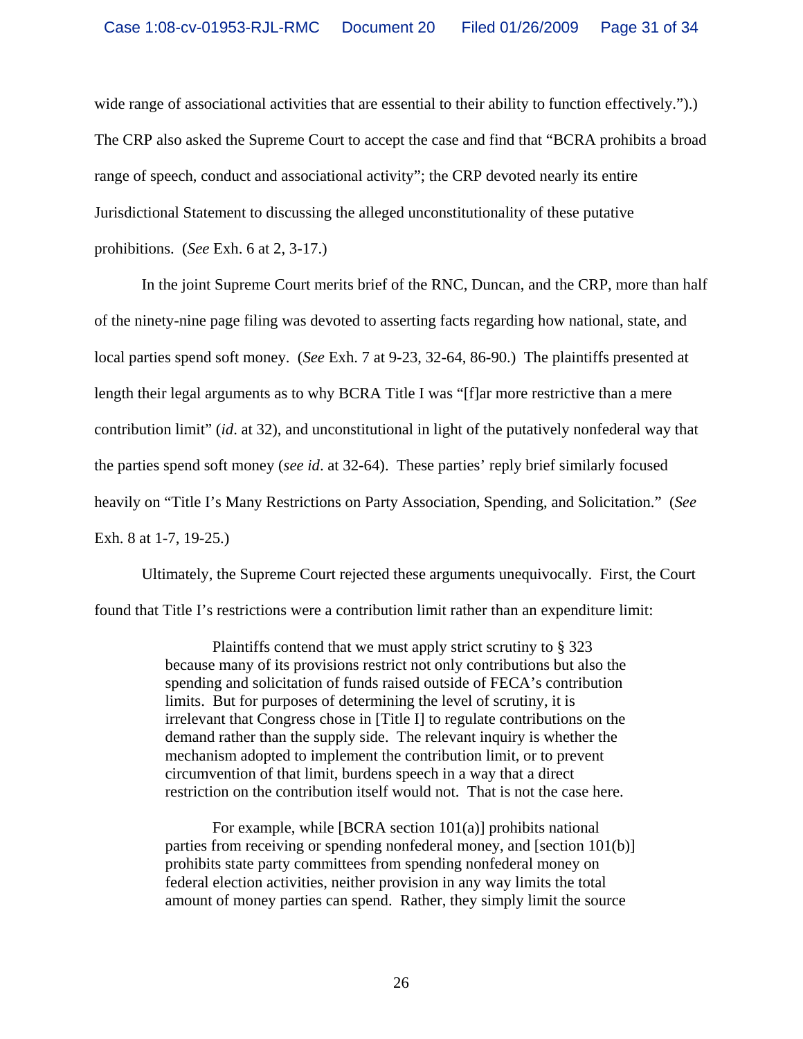wide range of associational activities that are essential to their ability to function effectively.").) The CRP also asked the Supreme Court to accept the case and find that "BCRA prohibits a broad range of speech, conduct and associational activity"; the CRP devoted nearly its entire Jurisdictional Statement to discussing the alleged unconstitutionality of these putative prohibitions. (*See* Exh. 6 at 2, 3-17.)

In the joint Supreme Court merits brief of the RNC, Duncan, and the CRP, more than half of the ninety-nine page filing was devoted to asserting facts regarding how national, state, and local parties spend soft money. (*See* Exh. 7 at 9-23, 32-64, 86-90.) The plaintiffs presented at length their legal arguments as to why BCRA Title I was "[f]ar more restrictive than a mere contribution limit" (*id*. at 32), and unconstitutional in light of the putatively nonfederal way that the parties spend soft money (*see id*. at 32-64). These parties' reply brief similarly focused heavily on "Title I's Many Restrictions on Party Association, Spending, and Solicitation." (*See* Exh. 8 at 1-7, 19-25.)

Ultimately, the Supreme Court rejected these arguments unequivocally. First, the Court found that Title I's restrictions were a contribution limit rather than an expenditure limit:

> Plaintiffs contend that we must apply strict scrutiny to § 323 because many of its provisions restrict not only contributions but also the spending and solicitation of funds raised outside of FECA's contribution limits. But for purposes of determining the level of scrutiny, it is irrelevant that Congress chose in [Title I] to regulate contributions on the demand rather than the supply side. The relevant inquiry is whether the mechanism adopted to implement the contribution limit, or to prevent circumvention of that limit, burdens speech in a way that a direct restriction on the contribution itself would not. That is not the case here.
>
> For example, while [BCRA section 101(a)] prohibits national parties from receiving or spending nonfederal money, and [section 101(b)] prohibits state party committees from spending nonfederal money on federal election activities, neither provision in any way limits the total amount of money parties can spend. Rather, they simply limit the source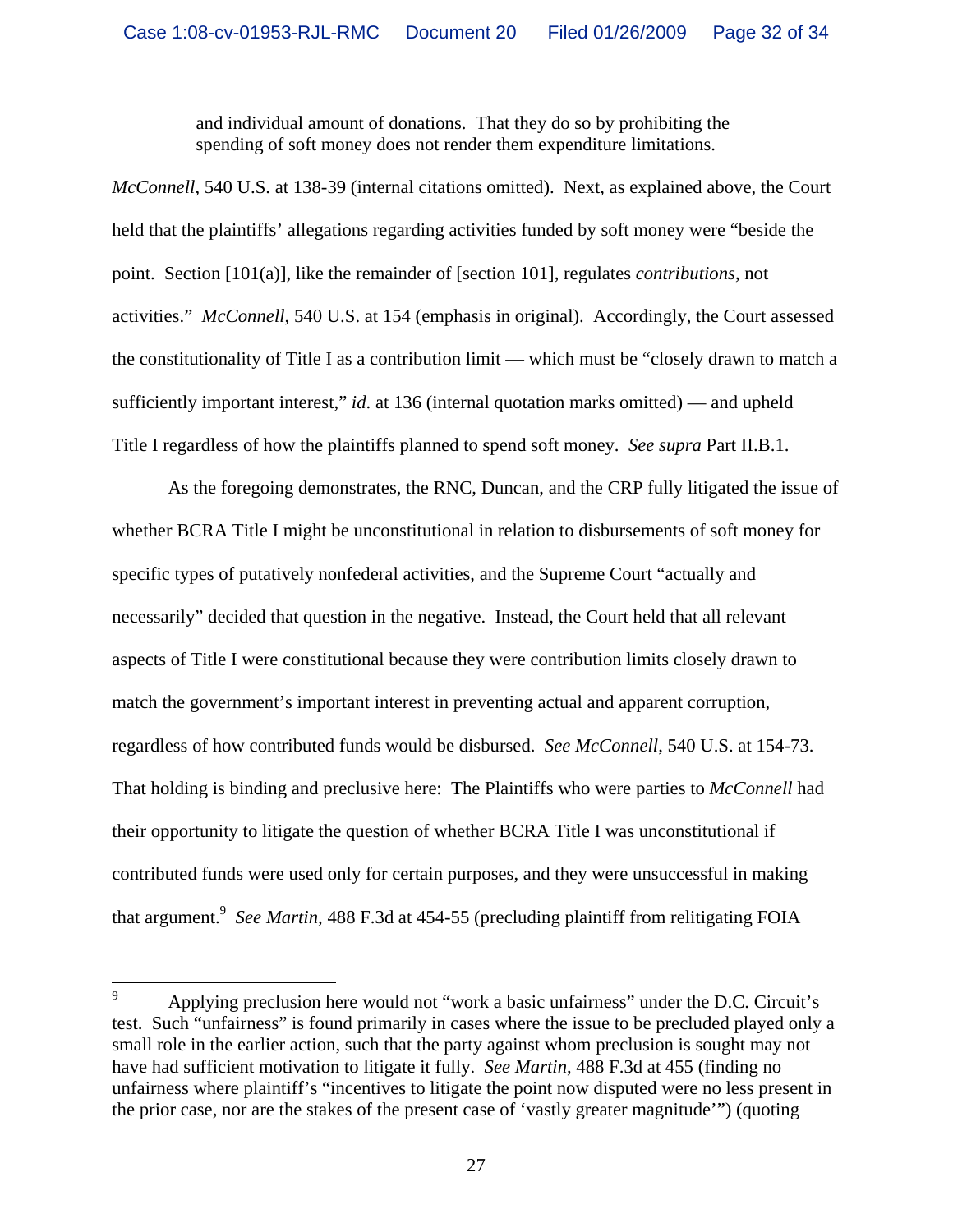> and individual amount of donations. That they do so by prohibiting the spending of soft money does not render them expenditure limitations.

*McConnell*, 540 U.S. at 138-39 (internal citations omitted). Next, as explained above, the Court held that the plaintiffs' allegations regarding activities funded by soft money were "beside the point. Section [101(a)], like the remainder of [section 101], regulates *contributions*, not activities." *McConnell*, 540 U.S. at 154 (emphasis in original). Accordingly, the Court assessed the constitutionality of Title I as a contribution limit — which must be "closely drawn to match a sufficiently important interest," *id.* at 136 (internal quotation marks omitted) — and upheld Title I regardless of how the plaintiffs planned to spend soft money. *See supra* Part II.B.1.

As the foregoing demonstrates, the RNC, Duncan, and the CRP fully litigated the issue of whether BCRA Title I might be unconstitutional in relation to disbursements of soft money for specific types of putatively nonfederal activities, and the Supreme Court "actually and necessarily" decided that question in the negative. Instead, the Court held that all relevant aspects of Title I were constitutional because they were contribution limits closely drawn to match the government's important interest in preventing actual and apparent corruption, regardless of how contributed funds would be disbursed. *See McConnell*, 540 U.S. at 154-73. That holding is binding and preclusive here: The Plaintiffs who were parties to *McConnell* had their opportunity to litigate the question of whether BCRA Title I was unconstitutional if contributed funds were used only for certain purposes, and they were unsuccessful in making that argument.[9] *See Martin*, 488 F.3d at 454-55 (precluding plaintiff from relitigating FOIA

---

[9] Applying preclusion here would not "work a basic unfairness" under the D.C. Circuit's test. Such "unfairness" is found primarily in cases where the issue to be precluded played only a small role in the earlier action, such that the party against whom preclusion is sought may not have had sufficient motivation to litigate it fully. *See Martin*, 488 F.3d at 455 (finding no unfairness where plaintiff's "incentives to litigate the point now disputed were no less present in the prior case, nor are the stakes of the present case of 'vastly greater magnitude'") (quoting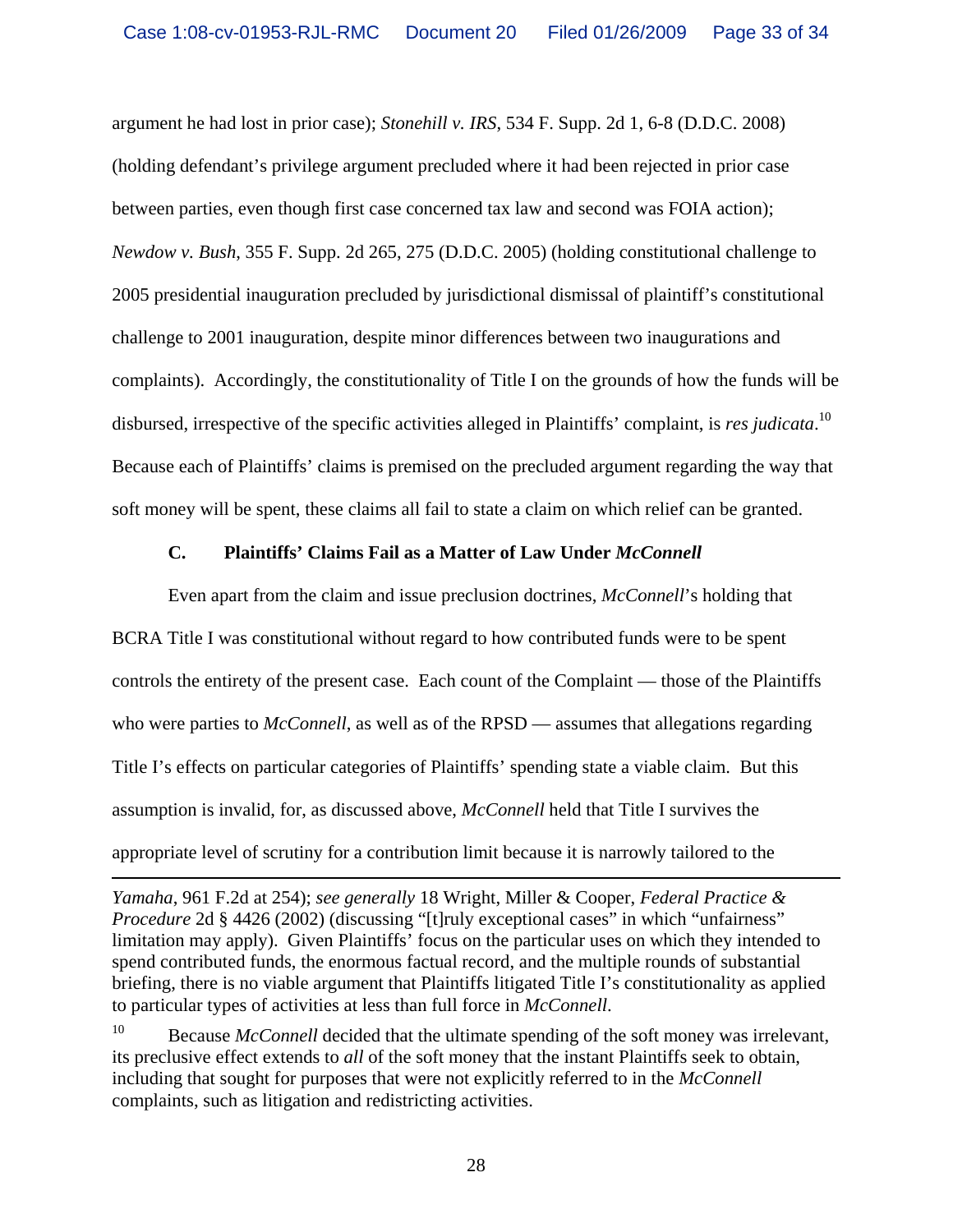argument he had lost in prior case); *Stonehill v. IRS*, 534 F. Supp. 2d 1, 6-8 (D.D.C. 2008) (holding defendant's privilege argument precluded where it had been rejected in prior case between parties, even though first case concerned tax law and second was FOIA action); *Newdow v. Bush*, 355 F. Supp. 2d 265, 275 (D.D.C. 2005) (holding constitutional challenge to 2005 presidential inauguration precluded by jurisdictional dismissal of plaintiff's constitutional challenge to 2001 inauguration, despite minor differences between two inaugurations and complaints). Accordingly, the constitutionality of Title I on the grounds of how the funds will be disbursed, irrespective of the specific activities alleged in Plaintiffs' complaint, is *res judicata*.[10] Because each of Plaintiffs' claims is premised on the precluded argument regarding the way that soft money will be spent, these claims all fail to state a claim on which relief can be granted.

### C. Plaintiffs' Claims Fail as a Matter of Law Under *McConnell*

Even apart from the claim and issue preclusion doctrines, *McConnell*'s holding that BCRA Title I was constitutional without regard to how contributed funds were to be spent controls the entirety of the present case. Each count of the Complaint — those of the Plaintiffs who were parties to *McConnell*, as well as of the RPSD — assumes that allegations regarding Title I's effects on particular categories of Plaintiffs' spending state a viable claim. But this assumption is invalid, for, as discussed above, *McConnell* held that Title I survives the appropriate level of scrutiny for a contribution limit because it is narrowly tailored to the

---

*Yamaha*, 961 F.2d at 254); *see generally* 18 Wright, Miller & Cooper, *Federal Practice & Procedure* 2d § 4426 (2002) (discussing "[t]ruly exceptional cases" in which "unfairness" limitation may apply). Given Plaintiffs' focus on the particular uses on which they intended to spend contributed funds, the enormous factual record, and the multiple rounds of substantial briefing, there is no viable argument that Plaintiffs litigated Title I's constitutionality as applied to particular types of activities at less than full force in *McConnell*.

[10] Because *McConnell* decided that the ultimate spending of the soft money was irrelevant, its preclusive effect extends to *all* of the soft money that the instant Plaintiffs seek to obtain, including that sought for purposes that were not explicitly referred to in the *McConnell* complaints, such as litigation and redistricting activities.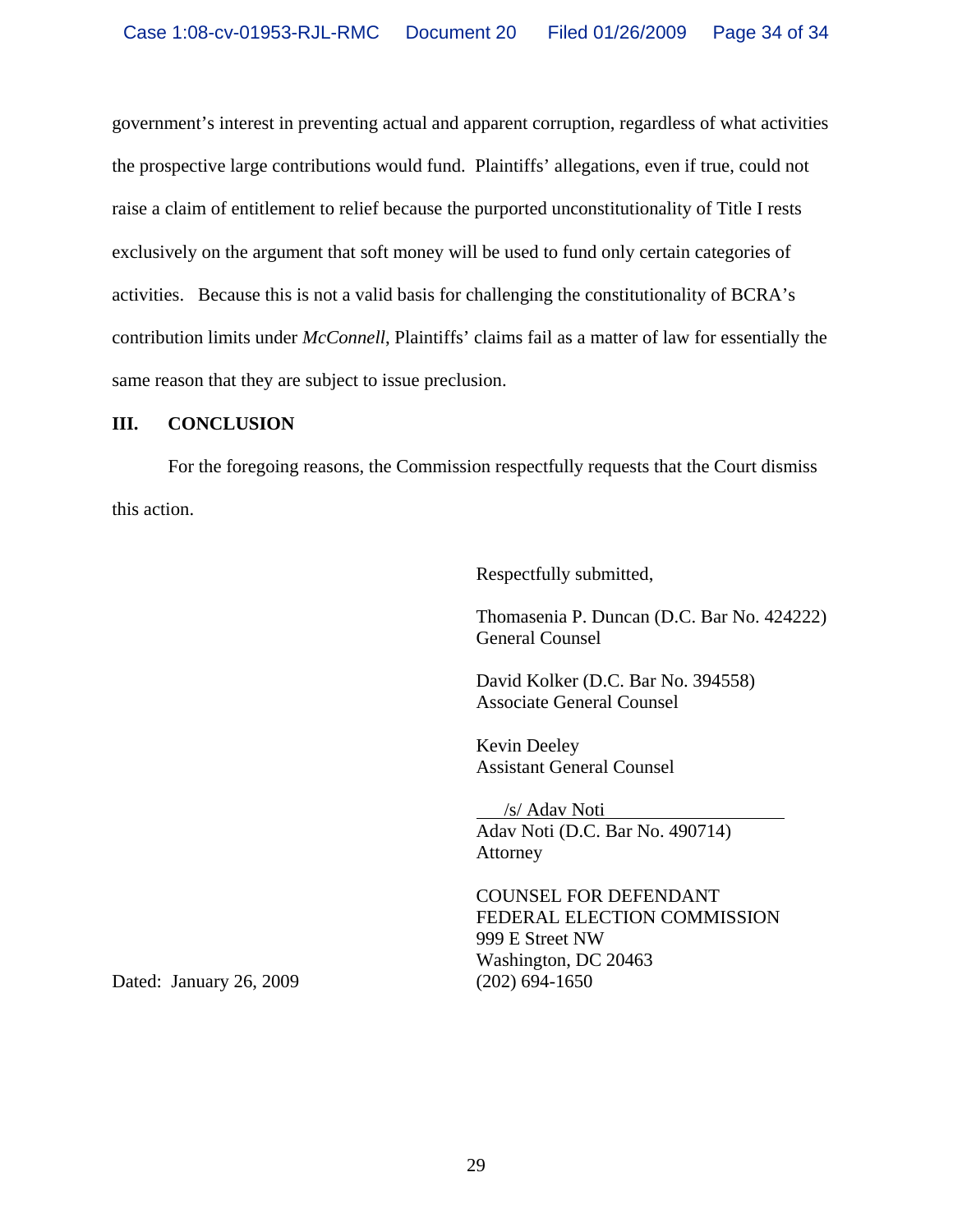government's interest in preventing actual and apparent corruption, regardless of what activities the prospective large contributions would fund. Plaintiffs' allegations, even if true, could not raise a claim of entitlement to relief because the purported unconstitutionality of Title I rests exclusively on the argument that soft money will be used to fund only certain categories of activities. Because this is not a valid basis for challenging the constitutionality of BCRA's contribution limits under *McConnell*, Plaintiffs' claims fail as a matter of law for essentially the same reason that they are subject to issue preclusion.

## III. CONCLUSION

For the foregoing reasons, the Commission respectfully requests that the Court dismiss this action.

Respectfully submitted,

Thomasenia P. Duncan (D.C. Bar No. 424222)
General Counsel

David Kolker (D.C. Bar No. 394558)
Associate General Counsel

Kevin Deeley
Assistant General Counsel

/s/ Adav Noti
Adav Noti (D.C. Bar No. 490714)
Attorney

COUNSEL FOR DEFENDANT
FEDERAL ELECTION COMMISSION
999 E Street NW
Washington, DC 20463
(202) 694-1650

Dated: January 26, 2009